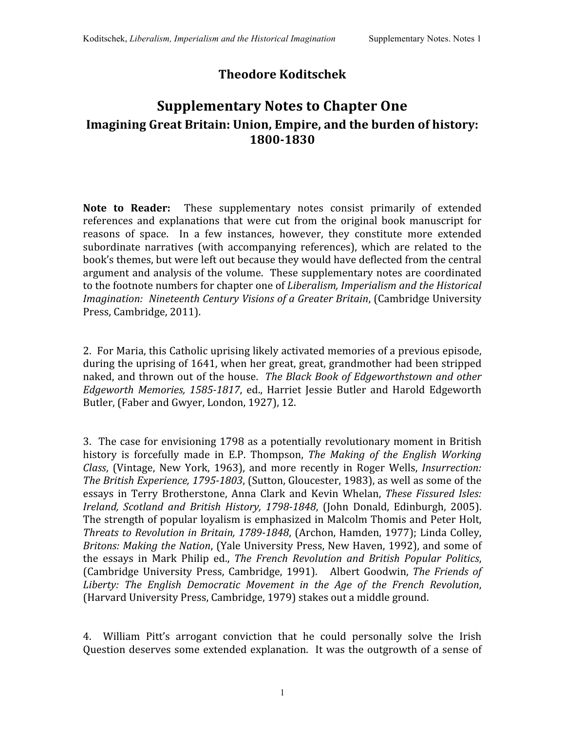# Theodore Koditschek

## Supplementary Notes to Chapter One

### Imagining Great Britain: Union, Empire, and the burden of history: 1800-1830

**Note to Reader:** These supplementary notes consist primarily of extended references and explanations that were cut from the original book manuscript for reasons of space. In a few instances, however, they constitute more extended subordinate narratives (with accompanying references), which are related to the book's themes, but were left out because they would have deflected from the central argument and analysis of the volume. These supplementary notes are coordinated to the footnote numbers for chapter one of *Liberalism, Imperialism and the Historical Imagination: Nineteenth Century Visions of a Greater Britain*, (Cambridge University Press, Cambridge, 2011).

2. For Maria, this Catholic uprising likely activated memories of a previous episode, during the uprising of 1641, when her great, great, grandmother had been stripped naked, and thrown out of the house. *The Black Book of Edgeworthstown and other Edgeworth Memories, 1585-1817*, ed., Harriet Jessie Butler and Harold Edgeworth Butler, (Faber and Gwyer, London, 1927), 12.

3. The case for envisioning 1798 as a potentially revolutionary moment in British history is forcefully made in E.P. Thompson, *The Making of the English Working Class*, (Vintage, New York, 1963), and more recently in Roger Wells, *Insurrection: The British Experience, 1795-1803*, (Sutton, Gloucester, 1983), as well as some of the essays in Terry Brotherstone, Anna Clark and Kevin Whelan, *These Fissured Isles: Ireland, Scotland and British History, 1798-1848*, (John Donald, Edinburgh, 2005). The strength of popular loyalism is emphasized in Malcolm Thomis and Peter Holt, *Threats to Revolution in Britain, 1789-1848*, (Archon, Hamden, 1977); Linda Colley, *Britons: Making the Nation*, (Yale University Press, New Haven, 1992), and some of the essays in Mark Philip ed., *The French Revolution and British Popular Politics*, (Cambridge University Press, Cambridge, 1991). Albert Goodwin, *The Friends of Liberty: The English Democratic Movement in the Age of the French Revolution*, (Harvard University Press, Cambridge, 1979) stakes out a middle ground.

4. William Pitt's arrogant conviction that he could personally solve the Irish Question deserves some extended explanation. It was the outgrowth of a sense of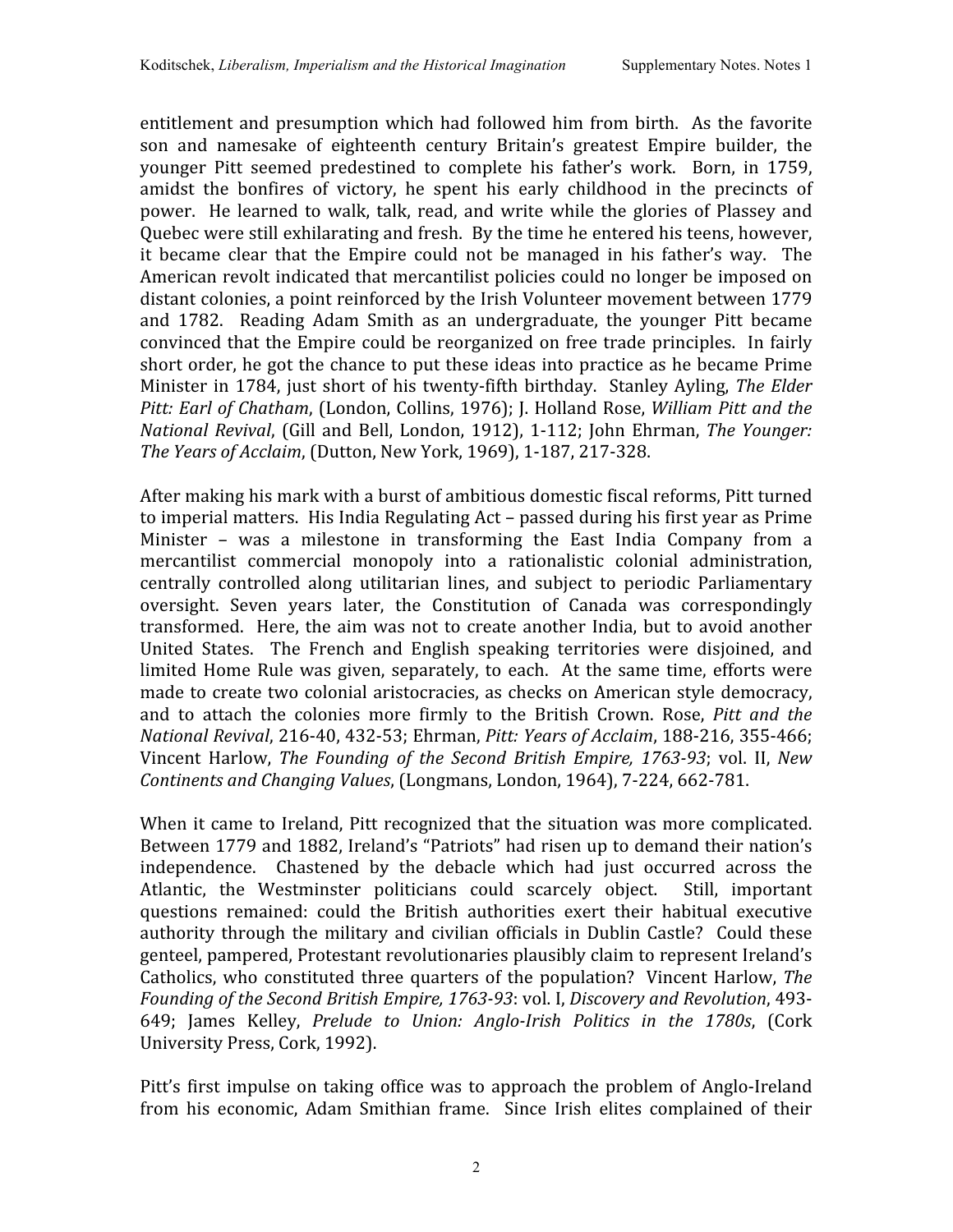entitlement and presumption which had followed him from birth. As the favorite son and namesake of eighteenth century Britain's greatest Empire builder, the younger Pitt seemed predestined to complete his father's work. Born, in 1759, amidst the bonfires of victory, he spent his early childhood in the precincts of power. He learned to walk, talk, read, and write while the glories of Plassey and Quebec were still exhilarating and fresh. By the time he entered his teens, however, it became clear that the Empire could not be managed in his father's way. The American revolt indicated that mercantilist policies could no longer be imposed on distant colonies, a point reinforced by the Irish Volunteer movement between 1779 and 1782. Reading Adam Smith as an undergraduate, the younger Pitt became convinced that the Empire could be reorganized on free trade principles. In fairly short order, he got the chance to put these ideas into practice as he became Prime Minister in 1784, just short of his twenty-fifth birthday. Stanley Ayling, *The Elder Pitt: Earl of Chatham*, (London, Collins, 1976); J. Holland Rose, *William Pitt and the National Revival*, (Gill and Bell, London, 1912), 1-112; John Ehrman, *The Younger: The Years of Acclaim*, (Dutton, New York, 1969), 1-187, 217-328.

After making his mark with a burst of ambitious domestic fiscal reforms, Pitt turned to imperial matters. His India Regulating Act – passed during his first year as Prime Minister – was a milestone in transforming the East India Company from a mercantilist commercial monopoly into a rationalistic colonial administration, centrally controlled along utilitarian lines, and subject to periodic Parliamentary oversight. Seven years later, the Constitution of Canada was correspondingly transformed. Here, the aim was not to create another India, but to avoid another United States. The French and English speaking territories were disjoined, and limited Home Rule was given, separately, to each. At the same time, efforts were made to create two colonial aristocracies, as checks on American style democracy, and to attach the colonies more firmly to the British Crown. Rose, *Pitt and the National Revival*, 216-40, 432-53; Ehrman, *Pitt: Years of Acclaim*, 188-216, 355-466; Vincent Harlow, *The Founding of the Second British Empire, 1763-93*; vol. II, *New Continents and Changing Values*, (Longmans, London, 1964), 7-224, 662-781.

When it came to Ireland, Pitt recognized that the situation was more complicated. Between 1779 and 1882, Ireland's "Patriots" had risen up to demand their nation's independence. Chastened by the debacle which had just occurred across the Atlantic, the Westminster politicians could scarcely object. Still, important questions remained: could the British authorities exert their habitual executive authority through the military and civilian officials in Dublin Castle? Could these genteel, pampered, Protestant revolutionaries plausibly claim to represent Ireland's Catholics, who constituted three quarters of the population? Vincent Harlow, *The Founding of the Second British Empire, 1763-93*: vol. I, *Discovery and Revolution*, 493-649; James Kelley, *Prelude to Union: Anglo-Irish Politics in the 1780s*, (Cork University Press, Cork, 1992).

Pitt's first impulse on taking office was to approach the problem of Anglo-Ireland from his economic, Adam Smithian frame. Since Irish elites complained of their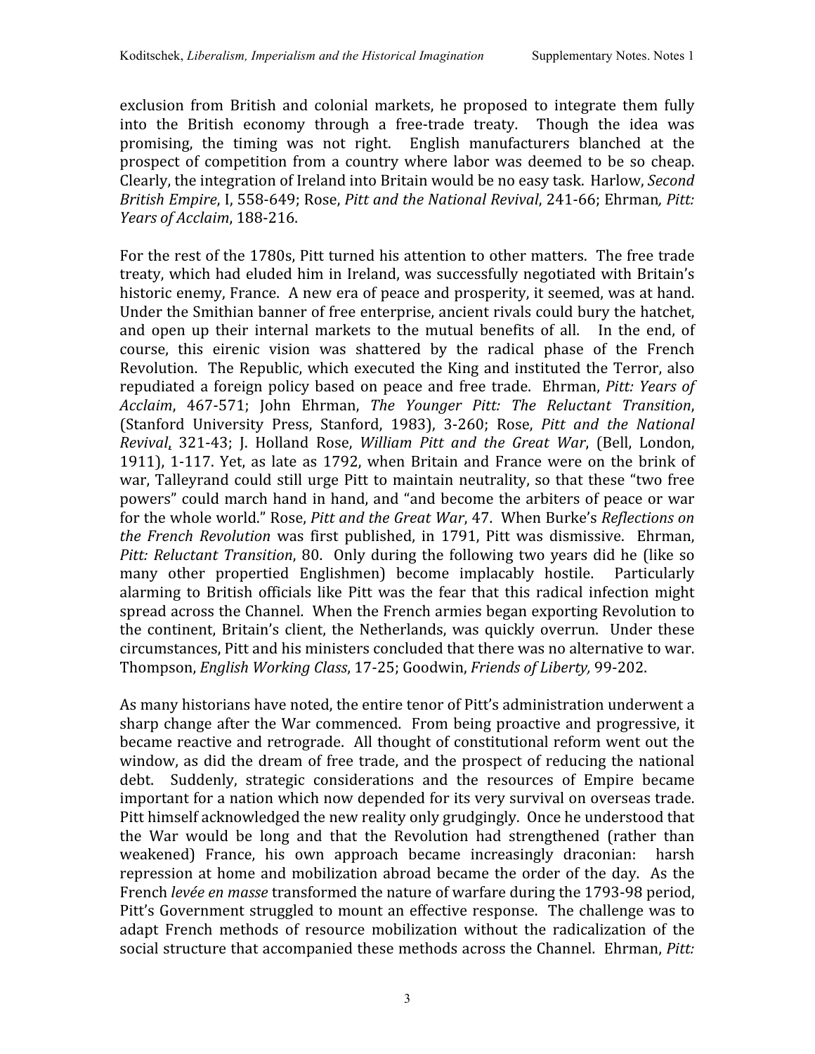exclusion from British and colonial markets, he proposed to integrate them fully into the British economy through a free-trade treaty. Though the idea was promising, the timing was not right. English manufacturers blanched at the prospect of competition from a country where labor was deemed to be so cheap. Clearly, the integration of Ireland into Britain would be no easy task. Harlow, *Second British Empire*, I, 558-649; Rose, *Pitt and the National Revival*, 241-66; Ehrman*, Pitt: Years of Acclaim*, 188-216.

For the rest of the 1780s, Pitt turned his attention to other matters. The free trade treaty, which had eluded him in Ireland, was successfully negotiated with Britain's historic enemy, France. A new era of peace and prosperity, it seemed, was at hand. Under the Smithian banner of free enterprise, ancient rivals could bury the hatchet, and open up their internal markets to the mutual benefits of all. In the end, of course, this eirenic vision was shattered by the radical phase of the French Revolution. The Republic, which executed the King and instituted the Terror, also repudiated a foreign policy based on peace and free trade. Ehrman, *Pitt: Years of Acclaim*, 467-571; John Ehrman, *The Younger Pitt: The Reluctant Transition*, (Stanford University Press, Stanford, 1983), 3-260; Rose, *Pitt and the National Revival*, 321-43; J. Holland Rose, *William Pitt and the Great War*, (Bell, London, 1911), 1-117. Yet, as late as 1792, when Britain and France were on the brink of war, Talleyrand could still urge Pitt to maintain neutrality, so that these "two free powers" could march hand in hand, and "and become the arbiters of peace or war for the whole world." Rose, *Pitt and the Great War*, 47. When Burke's *Reflections on the French Revolution* was first published, in 1791, Pitt was dismissive. Ehrman, *Pitt: Reluctant Transition*, 80. Only during the following two years did he (like so many other propertied Englishmen) become implacably hostile. Particularly alarming to British officials like Pitt was the fear that this radical infection might spread across the Channel. When the French armies began exporting Revolution to the continent, Britain's client, the Netherlands, was quickly overrun. Under these circumstances, Pitt and his ministers concluded that there was no alternative to war. Thompson, *English Working Class*, 17-25; Goodwin, *Friends of Liberty,* 99-202.

As many historians have noted, the entire tenor of Pitt's administration underwent a sharp change after the War commenced. From being proactive and progressive, it became reactive and retrograde. All thought of constitutional reform went out the window, as did the dream of free trade, and the prospect of reducing the national debt. Suddenly, strategic considerations and the resources of Empire became important for a nation which now depended for its very survival on overseas trade. Pitt himself acknowledged the new reality only grudgingly. Once he understood that the War would be long and that the Revolution had strengthened (rather than weakened) France, his own approach became increasingly draconian: harsh repression at home and mobilization abroad became the order of the day. As the French *levée en masse* transformed the nature of warfare during the 1793-98 period, Pitt's Government struggled to mount an effective response. The challenge was to adapt French methods of resource mobilization without the radicalization of the social structure that accompanied these methods across the Channel. Ehrman, *Pitt:*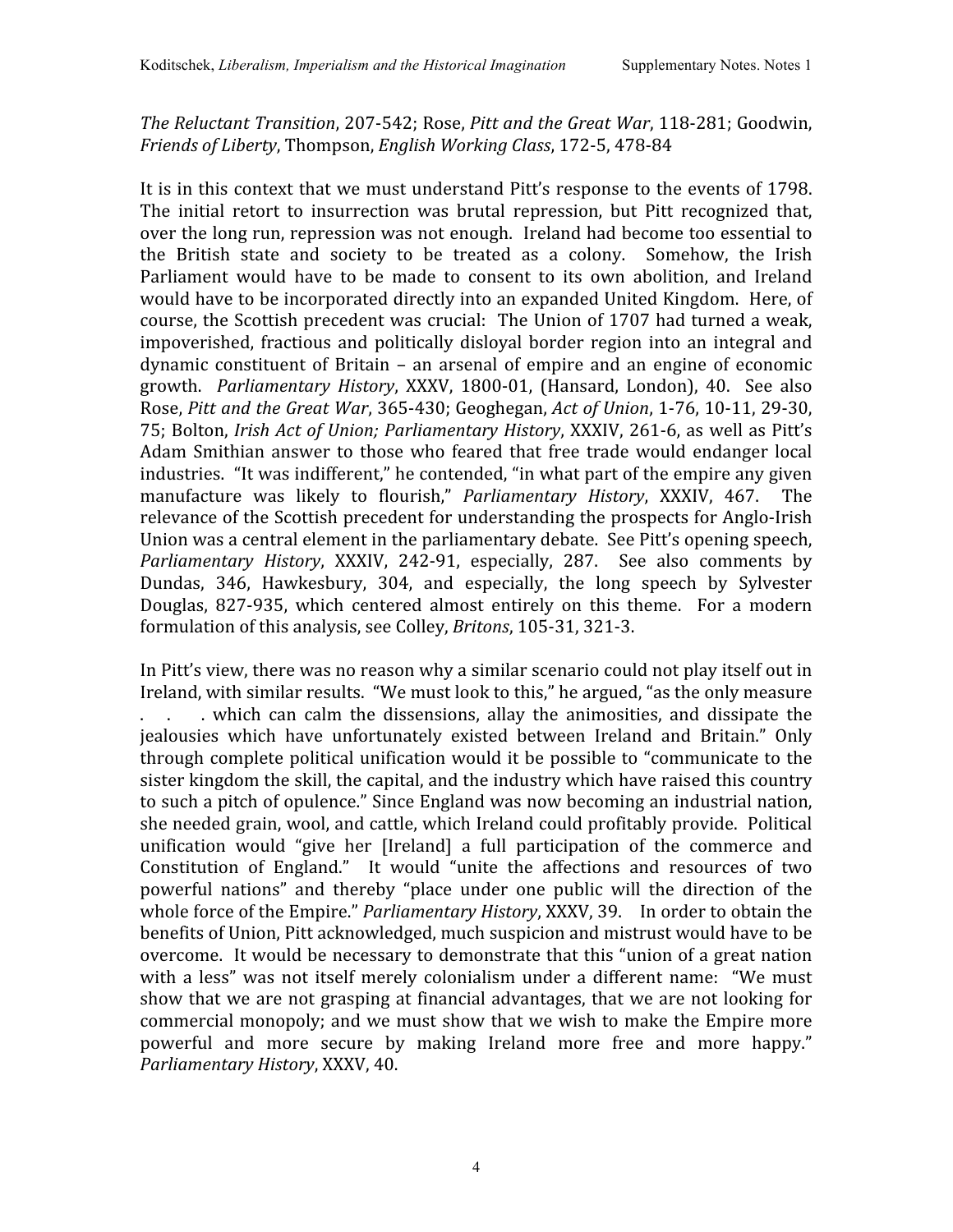*The Reluctant Transition*, 207-542; Rose, *Pitt and the Great War*, 118-281; Goodwin, *Friends of Liberty*, Thompson, *English Working Class*, 172-5, 478-84

It is in this context that we must understand Pitt's response to the events of 1798. The initial retort to insurrection was brutal repression, but Pitt recognized that, over the long run, repression was not enough. Ireland had become too essential to the British state and society to be treated as a colony. Somehow, the Irish Parliament would have to be made to consent to its own abolition, and Ireland would have to be incorporated directly into an expanded United Kingdom. Here, of course, the Scottish precedent was crucial: The Union of 1707 had turned a weak, impoverished, fractious and politically disloyal border region into an integral and dynamic constituent of Britain – an arsenal of empire and an engine of economic growth. *Parliamentary History*, XXXV, 1800-01, (Hansard, London), 40. See also Rose, *Pitt and the Great War*, 365-430; Geoghegan, *Act of Union*, 1-76, 10-11, 29-30, 75; Bolton, *Irish Act of Union; Parliamentary History*, XXXIV, 261-6, as well as Pitt's Adam Smithian answer to those who feared that free trade would endanger local industries. "It was indifferent," he contended, "in what part of the empire any given manufacture was likely to flourish," *Parliamentary History*, XXXIV, 467. The relevance of the Scottish precedent for understanding the prospects for Anglo-Irish Union was a central element in the parliamentary debate. See Pitt's opening speech, *Parliamentary History*, XXXIV, 242-91, especially, 287. See also comments by Dundas, 346, Hawkesbury, 304, and especially, the long speech by Sylvester Douglas, 827-935, which centered almost entirely on this theme. For a modern formulation of this analysis, see Colley, *Britons*, 105-31, 321-3.

In Pitt's view, there was no reason why a similar scenario could not play itself out in Ireland, with similar results. "We must look to this," he argued, "as the only measure . . . which can calm the dissensions, allay the animosities, and dissipate the jealousies which have unfortunately existed between Ireland and Britain." Only through complete political unification would it be possible to "communicate to the sister kingdom the skill, the capital, and the industry which have raised this country to such a pitch of opulence." Since England was now becoming an industrial nation, she needed grain, wool, and cattle, which Ireland could profitably provide. Political unification would "give her [Ireland] a full participation of the commerce and Constitution of England." It would "unite the affections and resources of two powerful nations" and thereby "place under one public will the direction of the whole force of the Empire." *Parliamentary History*, XXXV, 39. In order to obtain the benefits of Union, Pitt acknowledged, much suspicion and mistrust would have to be overcome. It would be necessary to demonstrate that this "union of a great nation with a less" was not itself merely colonialism under a different name: "We must show that we are not grasping at financial advantages, that we are not looking for commercial monopoly; and we must show that we wish to make the Empire more powerful and more secure by making Ireland more free and more happy." *Parliamentary History*, XXXV, 40.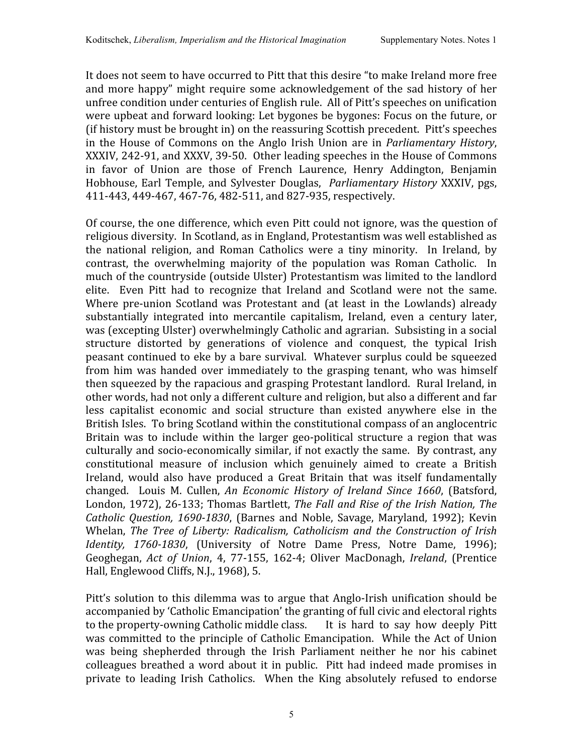It does not seem to have occurred to Pitt that this desire "to make Ireland more free and more happy" might require some acknowledgement of the sad history of her unfree condition under centuries of English rule. All of Pitt's speeches on unification were upbeat and forward looking: Let bygones be bygones: Focus on the future, or (if history must be brought in) on the reassuring Scottish precedent. Pitt's speeches in the House of Commons on the Anglo Irish Union are in *Parliamentary History*, XXXIV, 242-91, and XXXV, 39-50. Other leading speeches in the House of Commons in favor of Union are those of French Laurence, Henry Addington, Benjamin Hobhouse, Earl Temple, and Sylvester Douglas, *Parliamentary History* XXXIV, pgs, 411-443, 449-467, 467-76, 482-511, and 827-935, respectively.

Of course, the one difference, which even Pitt could not ignore, was the question of religious diversity. In Scotland, as in England, Protestantism was well established as the national religion, and Roman Catholics were a tiny minority. In Ireland, by contrast, the overwhelming majority of the population was Roman Catholic. In much of the countryside (outside Ulster) Protestantism was limited to the landlord elite. Even Pitt had to recognize that Ireland and Scotland were not the same. Where pre-union Scotland was Protestant and (at least in the Lowlands) already substantially integrated into mercantile capitalism, Ireland, even a century later, was (excepting Ulster) overwhelmingly Catholic and agrarian. Subsisting in a social structure distorted by generations of violence and conquest, the typical Irish peasant continued to eke by a bare survival. Whatever surplus could be squeezed from him was handed over immediately to the grasping tenant, who was himself then squeezed by the rapacious and grasping Protestant landlord. Rural Ireland, in other words, had not only a different culture and religion, but also a different and far less capitalist economic and social structure than existed anywhere else in the British Isles. To bring Scotland within the constitutional compass of an anglocentric Britain was to include within the larger geo-political structure a region that was culturally and socio-economically similar, if not exactly the same. By contrast, any constitutional measure of inclusion which genuinely aimed to create a British Ireland, would also have produced a Great Britain that was itself fundamentally changed. Louis M. Cullen, *An Economic History of Ireland Since 1660*, (Batsford, London, 1972), 26-133; Thomas Bartlett, *The Fall and Rise of the Irish Nation, The Catholic Question, 1690-1830*, (Barnes and Noble, Savage, Maryland, 1992); Kevin Whelan, *The Tree of Liberty: Radicalism, Catholicism and the Construction of Irish Identity, 1760-1830*, (University of Notre Dame Press, Notre Dame, 1996); Geoghegan, *Act of Union*, 4, 77-155, 162-4; Oliver MacDonagh, *Ireland*, (Prentice Hall, Englewood Cliffs, N.J., 1968), 5.

Pitt's solution to this dilemma was to argue that Anglo-Irish unification should be accompanied by 'Catholic Emancipation' the granting of full civic and electoral rights to the property-owning Catholic middle class. It is hard to say how deeply Pitt was committed to the principle of Catholic Emancipation. While the Act of Union was being shepherded through the Irish Parliament neither he nor his cabinet colleagues breathed a word about it in public. Pitt had indeed made promises in private to leading Irish Catholics. When the King absolutely refused to endorse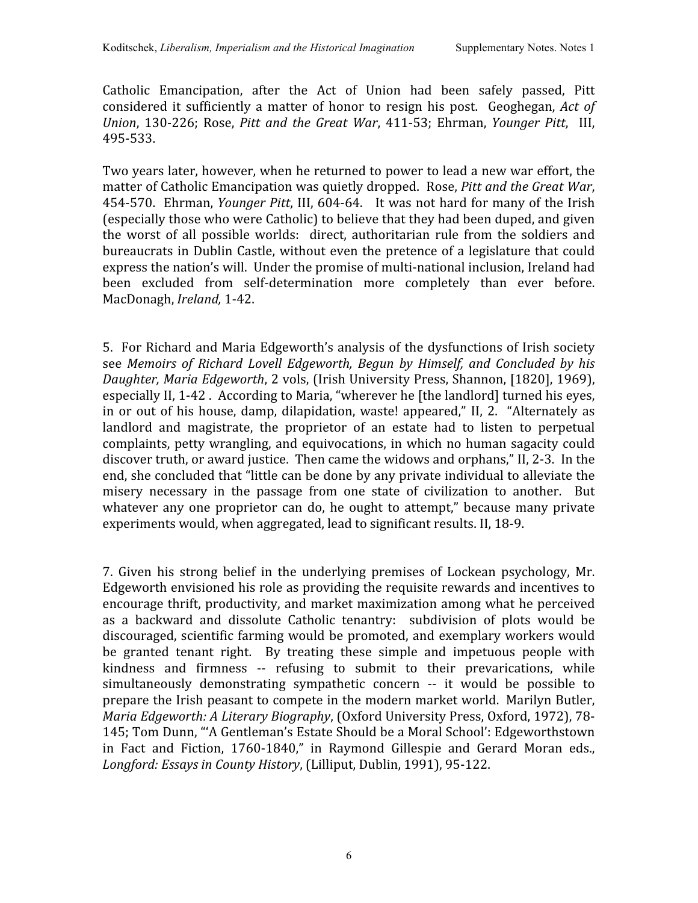Catholic Emancipation, after the Act of Union had been safely passed, Pitt considered it sufficiently a matter of honor to resign his post. Geoghegan, *Act of Union*, 130-226; Rose, *Pitt and the Great War*, 411-53; Ehrman, *Younger Pitt*, III, 495-533.

Two years later, however, when he returned to power to lead a new war effort, the matter of Catholic Emancipation was quietly dropped. Rose, *Pitt and the Great War*, 454-570. Ehrman, *Younger Pitt*, III, 604-64. It was not hard for many of the Irish (especially those who were Catholic) to believe that they had been duped, and given the worst of all possible worlds: direct, authoritarian rule from the soldiers and bureaucrats in Dublin Castle, without even the pretence of a legislature that could express the nation's will. Under the promise of multi-national inclusion, Ireland had been excluded from self-determination more completely than ever before. MacDonagh, *Ireland,* 1-42.

5. For Richard and Maria Edgeworth's analysis of the dysfunctions of Irish society see *Memoirs of Richard Lovell Edgeworth, Begun by Himself, and Concluded by his Daughter, Maria Edgeworth*, 2 vols, (Irish University Press, Shannon, [1820], 1969), especially II, 1-42 . According to Maria, "wherever he [the landlord] turned his eyes, in or out of his house, damp, dilapidation, waste! appeared," II, 2. "Alternately as landlord and magistrate, the proprietor of an estate had to listen to perpetual complaints, petty wrangling, and equivocations, in which no human sagacity could discover truth, or award justice. Then came the widows and orphans," II, 2-3. In the end, she concluded that "little can be done by any private individual to alleviate the misery necessary in the passage from one state of civilization to another. But whatever any one proprietor can do, he ought to attempt," because many private experiments would, when aggregated, lead to significant results. II, 18-9.

7. Given his strong belief in the underlying premises of Lockean psychology, Mr. Edgeworth envisioned his role as providing the requisite rewards and incentives to encourage thrift, productivity, and market maximization among what he perceived as a backward and dissolute Catholic tenantry: subdivision of plots would be discouraged, scientific farming would be promoted, and exemplary workers would be granted tenant right. By treating these simple and impetuous people with kindness and firmness -- refusing to submit to their prevarications, while simultaneously demonstrating sympathetic concern -- it would be possible to prepare the Irish peasant to compete in the modern market world. Marilyn Butler, *Maria Edgeworth: A Literary Biography*, (Oxford University Press, Oxford, 1972), 78-145; Tom Dunn, "'A Gentleman's Estate Should be a Moral School': Edgeworthstown in Fact and Fiction, 1760-1840," in Raymond Gillespie and Gerard Moran eds., *Longford: Essays in County History*, (Lilliput, Dublin, 1991), 95-122.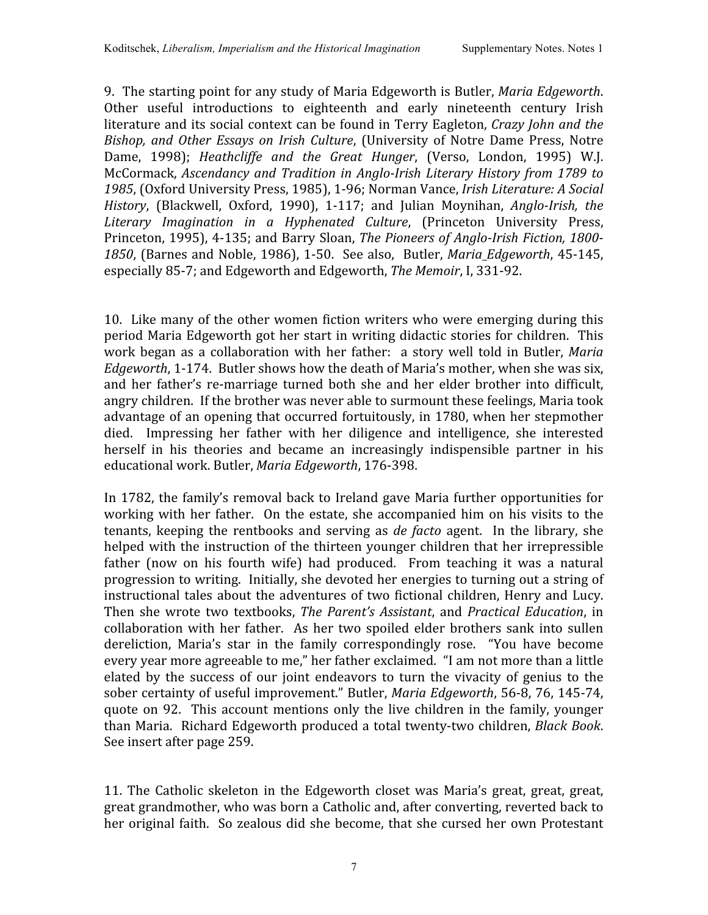9. The starting point for any study of Maria Edgeworth is Butler, *Maria Edgeworth*. Other useful introductions to eighteenth and early nineteenth century Irish literature and its social context can be found in Terry Eagleton, *Crazy John and the Bishop, and Other Essays on Irish Culture*, (University of Notre Dame Press, Notre Dame, 1998); *Heathcliffe and the Great Hunger*, (Verso, London, 1995) W.J. McCormack, *Ascendancy and Tradition in Anglo-Irish Literary History from 1789 to 1985*, (Oxford University Press, 1985), 1-96; Norman Vance, *Irish Literature: A Social History*, (Blackwell, Oxford, 1990), 1-117; and Julian Moynihan, *Anglo-Irish, the Literary Imagination in a Hyphenated Culture*, (Princeton University Press, Princeton, 1995), 4-135; and Barry Sloan, *The Pioneers of Anglo-Irish Fiction, 1800-1850*, (Barnes and Noble, 1986), 1-50. See also, Butler, *Maria Edgeworth*, 45-145, especially 85-7; and Edgeworth and Edgeworth, *The Memoir*, I, 331-92.

10. Like many of the other women fiction writers who were emerging during this period Maria Edgeworth got her start in writing didactic stories for children. This work began as a collaboration with her father: a story well told in Butler, *Maria Edgeworth*, 1-174. Butler shows how the death of Maria's mother, when she was six, and her father's re-marriage turned both she and her elder brother into difficult, angry children. If the brother was never able to surmount these feelings, Maria took advantage of an opening that occurred fortuitously, in 1780, when her stepmother died. Impressing her father with her diligence and intelligence, she interested herself in his theories and became an increasingly indispensible partner in his educational work. Butler, *Maria Edgeworth*, 176-398.

In 1782, the family's removal back to Ireland gave Maria further opportunities for working with her father. On the estate, she accompanied him on his visits to the tenants, keeping the rentbooks and serving as *de facto* agent. In the library, she helped with the instruction of the thirteen younger children that her irrepressible father (now on his fourth wife) had produced. From teaching it was a natural progression to writing. Initially, she devoted her energies to turning out a string of instructional tales about the adventures of two fictional children, Henry and Lucy. Then she wrote two textbooks, *The Parent's Assistant*, and *Practical Education*, in collaboration with her father. As her two spoiled elder brothers sank into sullen dereliction, Maria's star in the family correspondingly rose. "You have become every year more agreeable to me," her father exclaimed. "I am not more than a little elated by the success of our joint endeavors to turn the vivacity of genius to the sober certainty of useful improvement." Butler, *Maria Edgeworth*, 56-8, 76, 145-74, quote on 92. This account mentions only the live children in the family, younger than Maria. Richard Edgeworth produced a total twenty-two children, *Black Book*. See insert after page 259.

11. The Catholic skeleton in the Edgeworth closet was Maria's great, great, great, great grandmother, who was born a Catholic and, after converting, reverted back to her original faith. So zealous did she become, that she cursed her own Protestant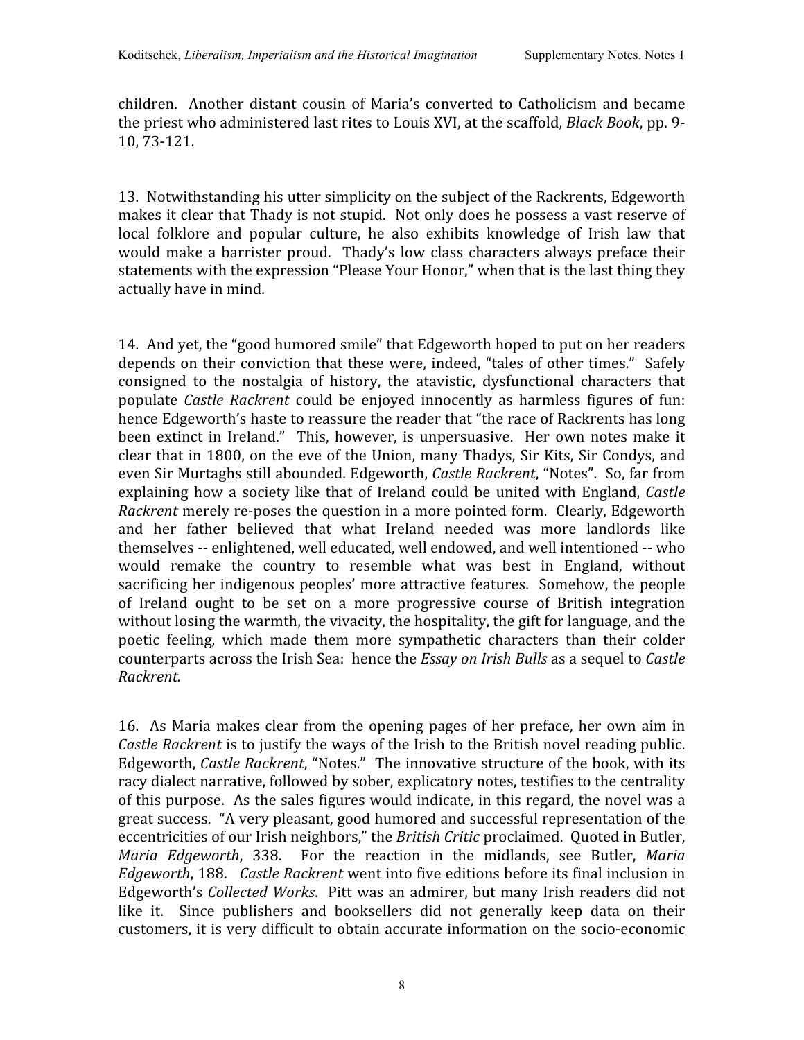children. Another distant cousin of Maria's converted to Catholicism and became the priest who administered last rites to Louis XVI, at the scaffold, *Black Book*, pp. 9-10, 73-121.

13. Notwithstanding his utter simplicity on the subject of the Rackrents, Edgeworth makes it clear that Thady is not stupid. Not only does he possess a vast reserve of local folklore and popular culture, he also exhibits knowledge of Irish law that would make a barrister proud. Thady's low class characters always preface their statements with the expression "Please Your Honor," when that is the last thing they actually have in mind.

14. And yet, the "good humored smile" that Edgeworth hoped to put on her readers depends on their conviction that these were, indeed, "tales of other times." Safely consigned to the nostalgia of history, the atavistic, dysfunctional characters that populate *Castle Rackrent* could be enjoyed innocently as harmless figures of fun: hence Edgeworth's haste to reassure the reader that "the race of Rackrents has long been extinct in Ireland." This, however, is unpersuasive. Her own notes make it clear that in 1800, on the eve of the Union, many Thadys, Sir Kits, Sir Condys, and even Sir Murtaghs still abounded. Edgeworth, *Castle Rackrent*, "Notes". So, far from explaining how a society like that of Ireland could be united with England, *Castle Rackrent* merely re-poses the question in a more pointed form. Clearly, Edgeworth and her father believed that what Ireland needed was more landlords like themselves -- enlightened, well educated, well endowed, and well intentioned -- who would remake the country to resemble what was best in England, without sacrificing her indigenous peoples' more attractive features. Somehow, the people of Ireland ought to be set on a more progressive course of British integration without losing the warmth, the vivacity, the hospitality, the gift for language, and the poetic feeling, which made them more sympathetic characters than their colder counterparts across the Irish Sea: hence the *Essay on Irish Bulls* as a sequel to *Castle Rackrent*.

16. As Maria makes clear from the opening pages of her preface, her own aim in *Castle Rackrent* is to justify the ways of the Irish to the British novel reading public. Edgeworth, *Castle Rackrent*, "Notes." The innovative structure of the book, with its racy dialect narrative, followed by sober, explicatory notes, testifies to the centrality of this purpose. As the sales figures would indicate, in this regard, the novel was a great success. "A very pleasant, good humored and successful representation of the eccentricities of our Irish neighbors," the *British Critic* proclaimed. Quoted in Butler, *Maria Edgeworth*, 338. For the reaction in the midlands, see Butler, *Maria Edgeworth*, 188. *Castle Rackrent* went into five editions before its final inclusion in Edgeworth's *Collected Works*. Pitt was an admirer, but many Irish readers did not like it. Since publishers and booksellers did not generally keep data on their customers, it is very difficult to obtain accurate information on the socio-economic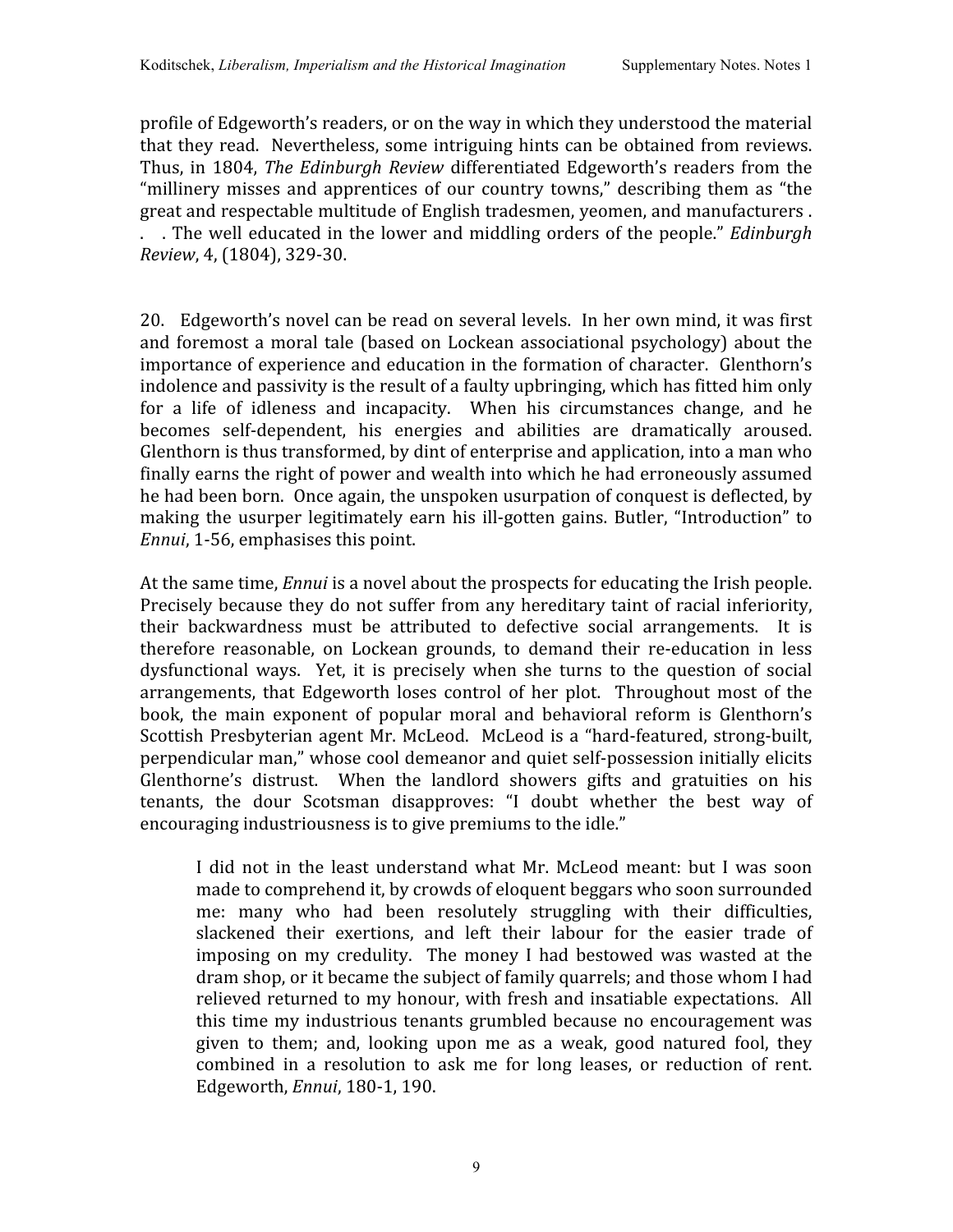profile of Edgeworth's readers, or on the way in which they understood the material that they read. Nevertheless, some intriguing hints can be obtained from reviews. Thus, in 1804, *The Edinburgh Review* differentiated Edgeworth's readers from the "millinery misses and apprentices of our country towns," describing them as "the great and respectable multitude of English tradesmen, yeomen, and manufacturers . . . The well educated in the lower and middling orders of the people." *Edinburgh Review*, 4, (1804), 329-30.

20. Edgeworth's novel can be read on several levels. In her own mind, it was first and foremost a moral tale (based on Lockean associational psychology) about the importance of experience and education in the formation of character. Glenthorn's indolence and passivity is the result of a faulty upbringing, which has fitted him only for a life of idleness and incapacity. When his circumstances change, and he becomes self-dependent, his energies and abilities are dramatically aroused. Glenthorn is thus transformed, by dint of enterprise and application, into a man who finally earns the right of power and wealth into which he had erroneously assumed he had been born. Once again, the unspoken usurpation of conquest is deflected, by making the usurper legitimately earn his ill-gotten gains. Butler, "Introduction" to *Ennui*, 1-56, emphasises this point.

At the same time, *Ennui* is a novel about the prospects for educating the Irish people. Precisely because they do not suffer from any hereditary taint of racial inferiority, their backwardness must be attributed to defective social arrangements. It is therefore reasonable, on Lockean grounds, to demand their re-education in less dysfunctional ways. Yet, it is precisely when she turns to the question of social arrangements, that Edgeworth loses control of her plot. Throughout most of the book, the main exponent of popular moral and behavioral reform is Glenthorn's Scottish Presbyterian agent Mr. McLeod. McLeod is a "hard-featured, strong-built, perpendicular man," whose cool demeanor and quiet self-possession initially elicits Glenthorne's distrust. When the landlord showers gifts and gratuities on his tenants, the dour Scotsman disapproves: "I doubt whether the best way of encouraging industriousness is to give premiums to the idle."

> I did not in the least understand what Mr. McLeod meant: but I was soon made to comprehend it, by crowds of eloquent beggars who soon surrounded me: many who had been resolutely struggling with their difficulties, slackened their exertions, and left their labour for the easier trade of imposing on my credulity. The money I had bestowed was wasted at the dram shop, or it became the subject of family quarrels; and those whom I had relieved returned to my honour, with fresh and insatiable expectations. All this time my industrious tenants grumbled because no encouragement was given to them; and, looking upon me as a weak, good natured fool, they combined in a resolution to ask me for long leases, or reduction of rent. Edgeworth, *Ennui*, 180-1, 190.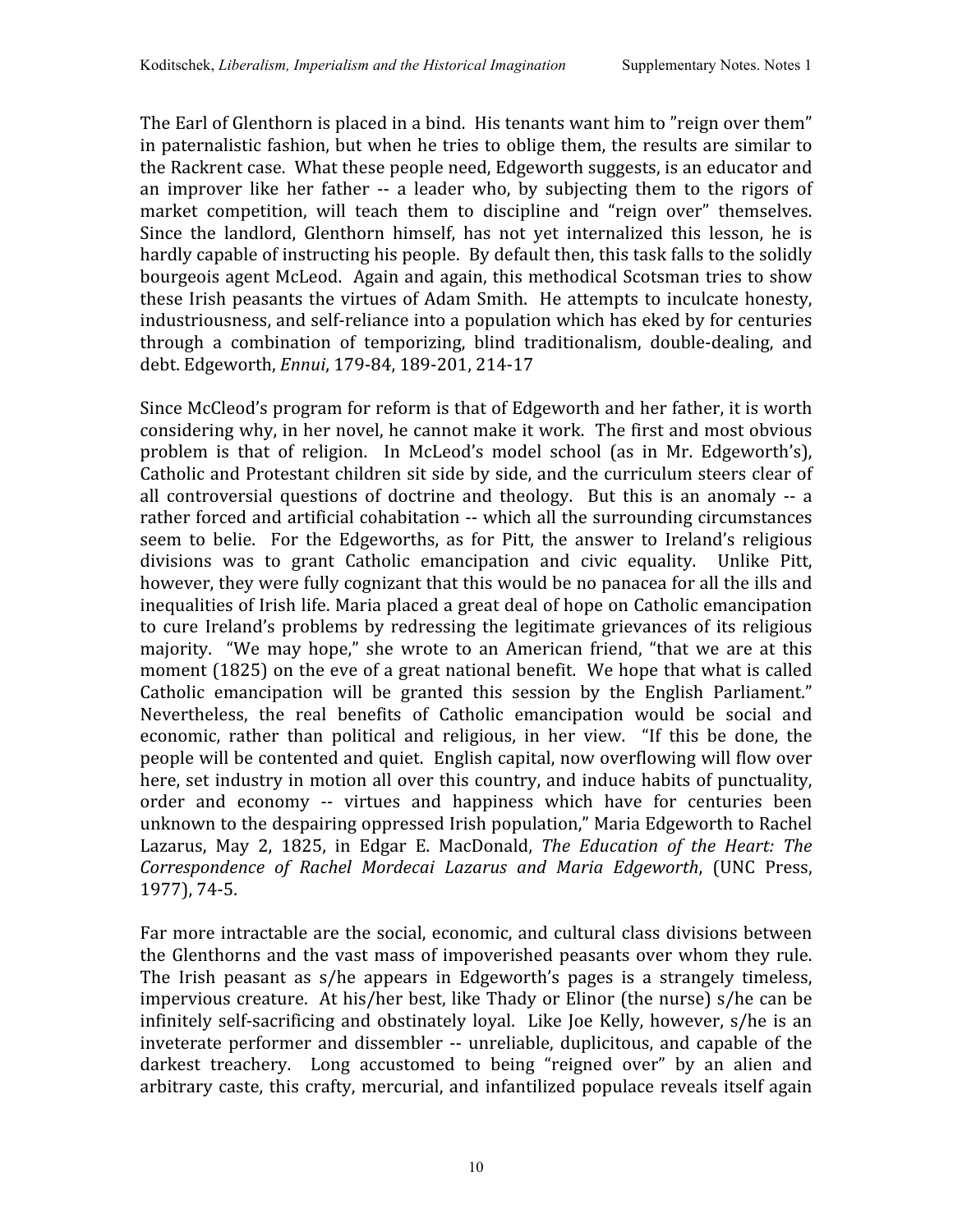The Earl of Glenthorn is placed in a bind. His tenants want him to "reign over them" in paternalistic fashion, but when he tries to oblige them, the results are similar to the Rackrent case. What these people need, Edgeworth suggests, is an educator and an improver like her father -- a leader who, by subjecting them to the rigors of market competition, will teach them to discipline and "reign over" themselves. Since the landlord, Glenthorn himself, has not yet internalized this lesson, he is hardly capable of instructing his people. By default then, this task falls to the solidly bourgeois agent McLeod. Again and again, this methodical Scotsman tries to show these Irish peasants the virtues of Adam Smith. He attempts to inculcate honesty, industriousness, and self-reliance into a population which has eked by for centuries through a combination of temporizing, blind traditionalism, double-dealing, and debt. Edgeworth, *Ennui*, 179-84, 189-201, 214-17

Since McCleod's program for reform is that of Edgeworth and her father, it is worth considering why, in her novel, he cannot make it work. The first and most obvious problem is that of religion. In McLeod's model school (as in Mr. Edgeworth's), Catholic and Protestant children sit side by side, and the curriculum steers clear of all controversial questions of doctrine and theology. But this is an anomaly -- a rather forced and artificial cohabitation -- which all the surrounding circumstances seem to belie. For the Edgeworths, as for Pitt, the answer to Ireland's religious divisions was to grant Catholic emancipation and civic equality. Unlike Pitt, however, they were fully cognizant that this would be no panacea for all the ills and inequalities of Irish life. Maria placed a great deal of hope on Catholic emancipation to cure Ireland's problems by redressing the legitimate grievances of its religious majority. "We may hope," she wrote to an American friend, "that we are at this moment (1825) on the eve of a great national benefit. We hope that what is called Catholic emancipation will be granted this session by the English Parliament." Nevertheless, the real benefits of Catholic emancipation would be social and economic, rather than political and religious, in her view. "If this be done, the people will be contented and quiet. English capital, now overflowing will flow over here, set industry in motion all over this country, and induce habits of punctuality, order and economy -- virtues and happiness which have for centuries been unknown to the despairing oppressed Irish population," Maria Edgeworth to Rachel Lazarus, May 2, 1825, in Edgar E. MacDonald, *The Education of the Heart: The Correspondence of Rachel Mordecai Lazarus and Maria Edgeworth*, (UNC Press, 1977), 74-5.

Far more intractable are the social, economic, and cultural class divisions between the Glenthorns and the vast mass of impoverished peasants over whom they rule. The Irish peasant as s/he appears in Edgeworth's pages is a strangely timeless, impervious creature. At his/her best, like Thady or Elinor (the nurse) s/he can be infinitely self-sacrificing and obstinately loyal. Like Joe Kelly, however, s/he is an inveterate performer and dissembler -- unreliable, duplicitous, and capable of the darkest treachery. Long accustomed to being "reigned over" by an alien and arbitrary caste, this crafty, mercurial, and infantilized populace reveals itself again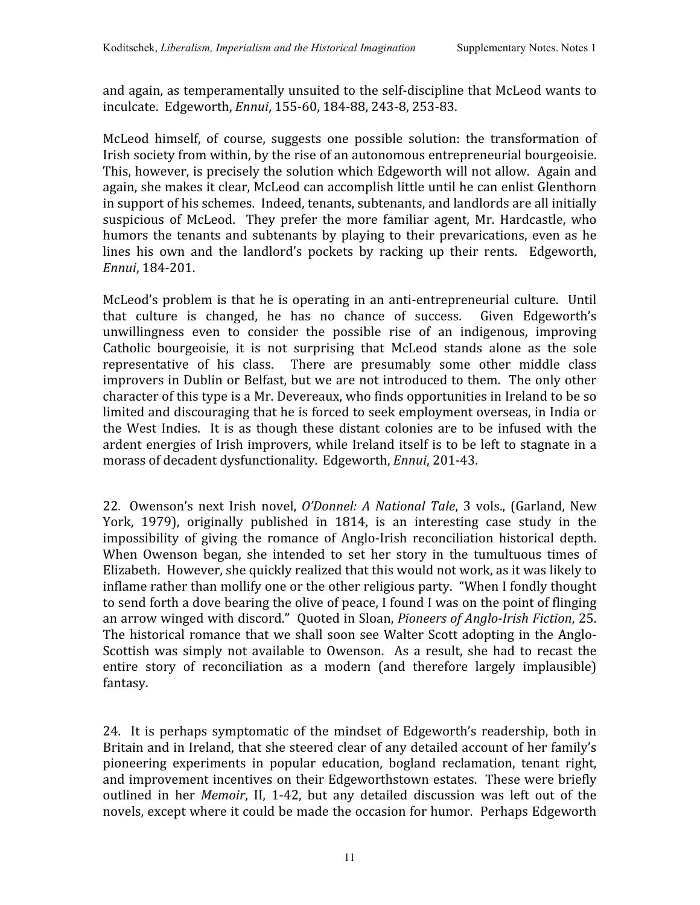and again, as temperamentally unsuited to the self-discipline that McLeod wants to inculcate. Edgeworth, *Ennui*, 155-60, 184-88, 243-8, 253-83.

McLeod himself, of course, suggests one possible solution: the transformation of Irish society from within, by the rise of an autonomous entrepreneurial bourgeoisie. This, however, is precisely the solution which Edgeworth will not allow. Again and again, she makes it clear, McLeod can accomplish little until he can enlist Glenthorn in support of his schemes. Indeed, tenants, subtenants, and landlords are all initially suspicious of McLeod. They prefer the more familiar agent, Mr. Hardcastle, who humors the tenants and subtenants by playing to their prevarications, even as he lines his own and the landlord's pockets by racking up their rents. Edgeworth, *Ennui*, 184-201.

McLeod's problem is that he is operating in an anti-entrepreneurial culture. Until that culture is changed, he has no chance of success. Given Edgeworth's unwillingness even to consider the possible rise of an indigenous, improving Catholic bourgeoisie, it is not surprising that McLeod stands alone as the sole representative of his class. There are presumably some other middle class improvers in Dublin or Belfast, but we are not introduced to them. The only other character of this type is a Mr. Devereaux, who finds opportunities in Ireland to be so limited and discouraging that he is forced to seek employment overseas, in India or the West Indies. It is as though these distant colonies are to be infused with the ardent energies of Irish improvers, while Ireland itself is to be left to stagnate in a morass of decadent dysfunctionality. Edgeworth, *Ennui*, 201-43.

22. Owenson's next Irish novel, *O'Donnel: A National Tale*, 3 vols., (Garland, New York, 1979), originally published in 1814, is an interesting case study in the impossibility of giving the romance of Anglo-Irish reconciliation historical depth. When Owenson began, she intended to set her story in the tumultuous times of Elizabeth. However, she quickly realized that this would not work, as it was likely to inflame rather than mollify one or the other religious party. "When I fondly thought to send forth a dove bearing the olive of peace, I found I was on the point of flinging an arrow winged with discord." Quoted in Sloan, *Pioneers of Anglo-Irish Fiction*, 25. The historical romance that we shall soon see Walter Scott adopting in the Anglo-Scottish was simply not available to Owenson. As a result, she had to recast the entire story of reconciliation as a modern (and therefore largely implausible) fantasy.

24. It is perhaps symptomatic of the mindset of Edgeworth's readership, both in Britain and in Ireland, that she steered clear of any detailed account of her family's pioneering experiments in popular education, bogland reclamation, tenant right, and improvement incentives on their Edgeworthstown estates. These were briefly outlined in her *Memoir*, II, 1-42, but any detailed discussion was left out of the novels, except where it could be made the occasion for humor. Perhaps Edgeworth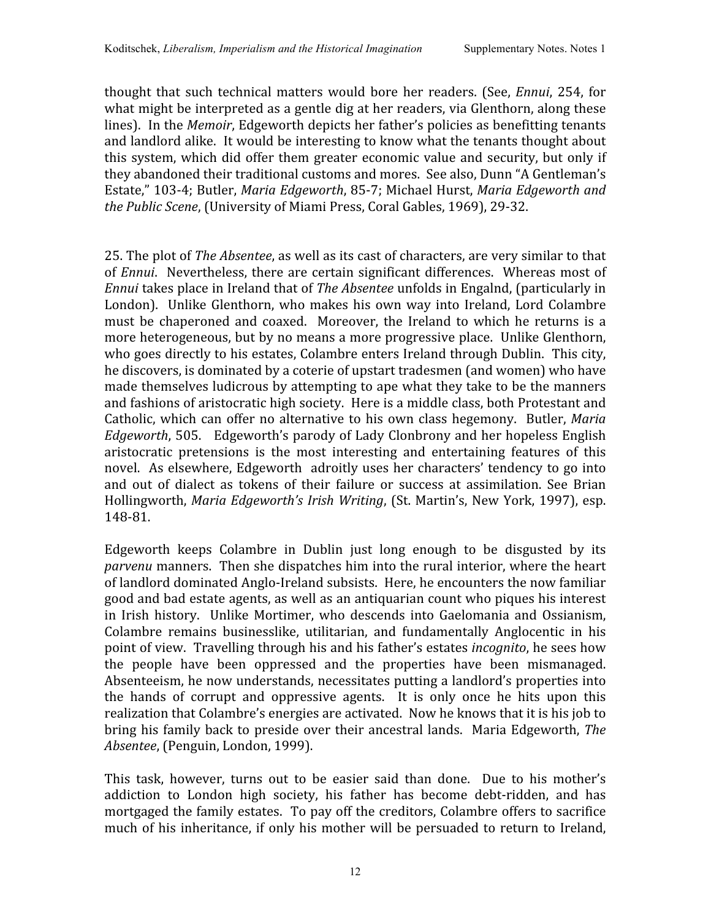thought that such technical matters would bore her readers. (See, *Ennui*, 254, for what might be interpreted as a gentle dig at her readers, via Glenthorn, along these lines). In the *Memoir*, Edgeworth depicts her father's policies as benefitting tenants and landlord alike. It would be interesting to know what the tenants thought about this system, which did offer them greater economic value and security, but only if they abandoned their traditional customs and mores. See also, Dunn "A Gentleman's Estate," 103-4; Butler, *Maria Edgeworth*, 85-7; Michael Hurst, *Maria Edgeworth and the Public Scene*, (University of Miami Press, Coral Gables, 1969), 29-32.

25. The plot of *The Absentee*, as well as its cast of characters, are very similar to that of *Ennui*. Nevertheless, there are certain significant differences. Whereas most of *Ennui* takes place in Ireland that of *The Absentee* unfolds in Engalnd, (particularly in London). Unlike Glenthorn, who makes his own way into Ireland, Lord Colambre must be chaperoned and coaxed. Moreover, the Ireland to which he returns is a more heterogeneous, but by no means a more progressive place. Unlike Glenthorn, who goes directly to his estates, Colambre enters Ireland through Dublin. This city, he discovers, is dominated by a coterie of upstart tradesmen (and women) who have made themselves ludicrous by attempting to ape what they take to be the manners and fashions of aristocratic high society. Here is a middle class, both Protestant and Catholic, which can offer no alternative to his own class hegemony. Butler, *Maria Edgeworth*, 505. Edgeworth's parody of Lady Clonbrony and her hopeless English aristocratic pretensions is the most interesting and entertaining features of this novel. As elsewhere, Edgeworth adroitly uses her characters' tendency to go into and out of dialect as tokens of their failure or success at assimilation. See Brian Hollingworth, *Maria Edgeworth's Irish Writing*, (St. Martin's, New York, 1997), esp. 148-81.

Edgeworth keeps Colambre in Dublin just long enough to be disgusted by its *parvenu* manners. Then she dispatches him into the rural interior, where the heart of landlord dominated Anglo-Ireland subsists. Here, he encounters the now familiar good and bad estate agents, as well as an antiquarian count who piques his interest in Irish history. Unlike Mortimer, who descends into Gaelomania and Ossianism, Colambre remains businesslike, utilitarian, and fundamentally Anglocentic in his point of view. Travelling through his and his father's estates *incognito*, he sees how the people have been oppressed and the properties have been mismanaged. Absenteeism, he now understands, necessitates putting a landlord's properties into the hands of corrupt and oppressive agents. It is only once he hits upon this realization that Colambre's energies are activated. Now he knows that it is his job to bring his family back to preside over their ancestral lands. Maria Edgeworth, *The Absentee*, (Penguin, London, 1999).

This task, however, turns out to be easier said than done. Due to his mother's addiction to London high society, his father has become debt-ridden, and has mortgaged the family estates. To pay off the creditors, Colambre offers to sacrifice much of his inheritance, if only his mother will be persuaded to return to Ireland,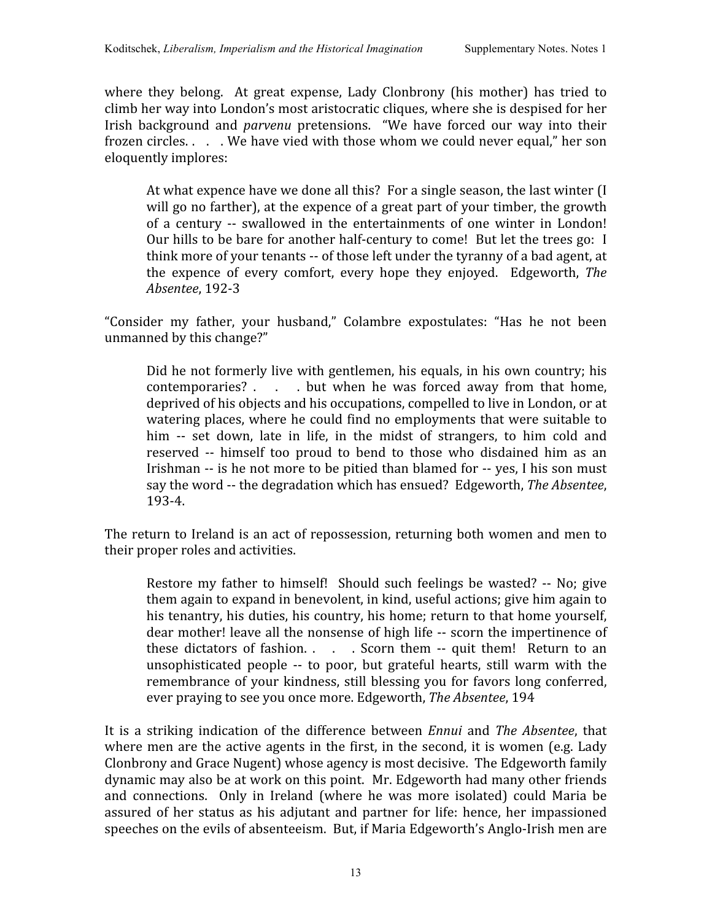where they belong. At great expense, Lady Clonbrony (his mother) has tried to climb her way into London's most aristocratic cliques, where she is despised for her Irish background and *parvenu* pretensions. "We have forced our way into their frozen circles. . . . We have vied with those whom we could never equal," her son eloquently implores:

> At what expence have we done all this? For a single season, the last winter (I will go no farther), at the expence of a great part of your timber, the growth of a century -- swallowed in the entertainments of one winter in London! Our hills to be bare for another half-century to come! But let the trees go: I think more of your tenants -- of those left under the tyranny of a bad agent, at the expence of every comfort, every hope they enjoyed. Edgeworth, *The Absentee*, 192-3

"Consider my father, your husband," Colambre expostulates: "Has he not been unmanned by this change?"

> Did he not formerly live with gentlemen, his equals, in his own country; his contemporaries? . . . but when he was forced away from that home, deprived of his objects and his occupations, compelled to live in London, or at watering places, where he could find no employments that were suitable to him -- set down, late in life, in the midst of strangers, to him cold and reserved -- himself too proud to bend to those who disdained him as an Irishman -- is he not more to be pitied than blamed for -- yes, I his son must say the word -- the degradation which has ensued? Edgeworth, *The Absentee*, 193-4.

The return to Ireland is an act of repossession, returning both women and men to their proper roles and activities.

> Restore my father to himself! Should such feelings be wasted? -- No; give them again to expand in benevolent, in kind, useful actions; give him again to his tenantry, his duties, his country, his home; return to that home yourself, dear mother! leave all the nonsense of high life -- scorn the impertinence of these dictators of fashion. . . . Scorn them -- quit them! Return to an unsophisticated people -- to poor, but grateful hearts, still warm with the remembrance of your kindness, still blessing you for favors long conferred, ever praying to see you once more. Edgeworth, *The Absentee*, 194

It is a striking indication of the difference between *Ennui* and *The Absentee*, that where men are the active agents in the first, in the second, it is women (e.g. Lady Clonbrony and Grace Nugent) whose agency is most decisive. The Edgeworth family dynamic may also be at work on this point. Mr. Edgeworth had many other friends and connections. Only in Ireland (where he was more isolated) could Maria be assured of her status as his adjutant and partner for life: hence, her impassioned speeches on the evils of absenteeism. But, if Maria Edgeworth's Anglo-Irish men are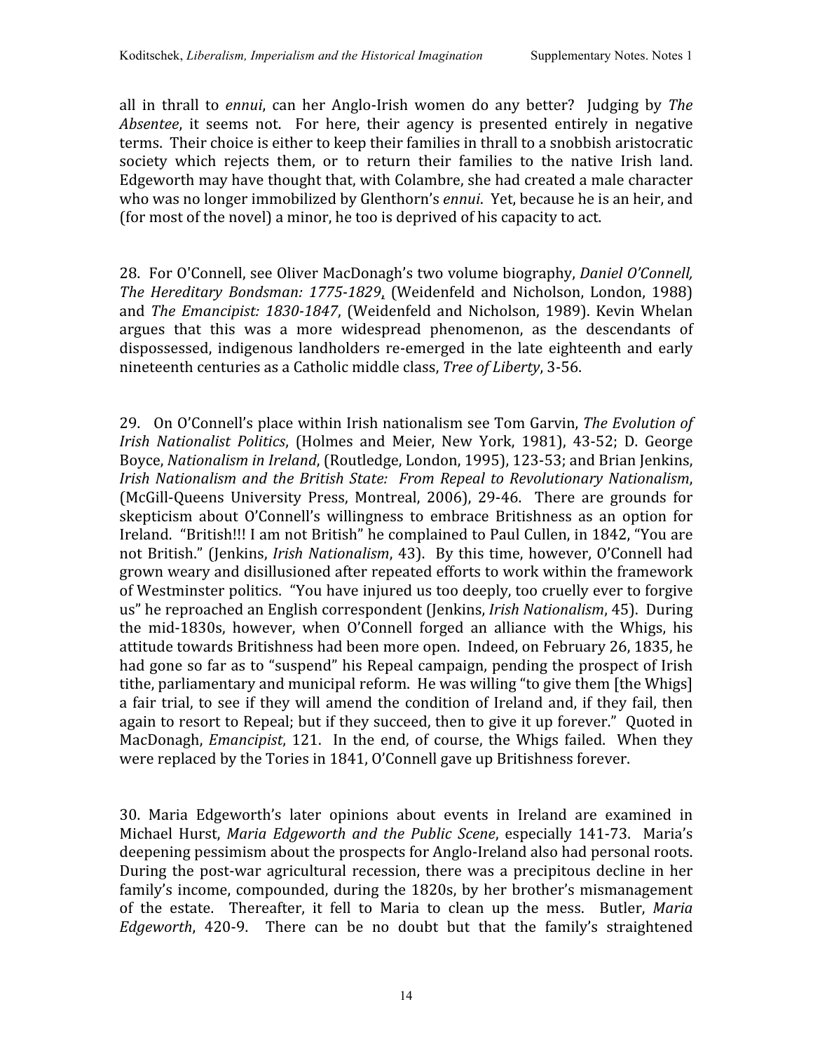all in thrall to *ennui*, can her Anglo-Irish women do any better? Judging by *The Absentee*, it seems not. For here, their agency is presented entirely in negative terms. Their choice is either to keep their families in thrall to a snobbish aristocratic society which rejects them, or to return their families to the native Irish land. Edgeworth may have thought that, with Colambre, she had created a male character who was no longer immobilized by Glenthorn's *ennui*. Yet, because he is an heir, and (for most of the novel) a minor, he too is deprived of his capacity to act.

28. For O'Connell, see Oliver MacDonagh's two volume biography, *Daniel O'Connell, The Hereditary Bondsman: 1775-1829*, (Weidenfeld and Nicholson, London, 1988) and *The Emancipist: 1830-1847*, (Weidenfeld and Nicholson, 1989). Kevin Whelan argues that this was a more widespread phenomenon, as the descendants of dispossessed, indigenous landholders re-emerged in the late eighteenth and early nineteenth centuries as a Catholic middle class, *Tree of Liberty*, 3-56.

29. On O'Connell's place within Irish nationalism see Tom Garvin, *The Evolution of Irish Nationalist Politics*, (Holmes and Meier, New York, 1981), 43-52; D. George Boyce, *Nationalism in Ireland*, (Routledge, London, 1995), 123-53; and Brian Jenkins, *Irish Nationalism and the British State: From Repeal to Revolutionary Nationalism*, (McGill-Queens University Press, Montreal, 2006), 29-46. There are grounds for skepticism about O'Connell's willingness to embrace Britishness as an option for Ireland. "British!!! I am not British" he complained to Paul Cullen, in 1842, "You are not British." (Jenkins, *Irish Nationalism*, 43). By this time, however, O'Connell had grown weary and disillusioned after repeated efforts to work within the framework of Westminster politics. "You have injured us too deeply, too cruelly ever to forgive us" he reproached an English correspondent (Jenkins, *Irish Nationalism*, 45). During the mid-1830s, however, when O'Connell forged an alliance with the Whigs, his attitude towards Britishness had been more open. Indeed, on February 26, 1835, he had gone so far as to "suspend" his Repeal campaign, pending the prospect of Irish tithe, parliamentary and municipal reform. He was willing "to give them [the Whigs] a fair trial, to see if they will amend the condition of Ireland and, if they fail, then again to resort to Repeal; but if they succeed, then to give it up forever." Quoted in MacDonagh, *Emancipist*, 121. In the end, of course, the Whigs failed. When they were replaced by the Tories in 1841, O'Connell gave up Britishness forever.

30. Maria Edgeworth's later opinions about events in Ireland are examined in Michael Hurst, *Maria Edgeworth and the Public Scene*, especially 141-73. Maria's deepening pessimism about the prospects for Anglo-Ireland also had personal roots. During the post-war agricultural recession, there was a precipitous decline in her family's income, compounded, during the 1820s, by her brother's mismanagement of the estate. Thereafter, it fell to Maria to clean up the mess. Butler, *Maria Edgeworth*, 420-9. There can be no doubt but that the family's straightened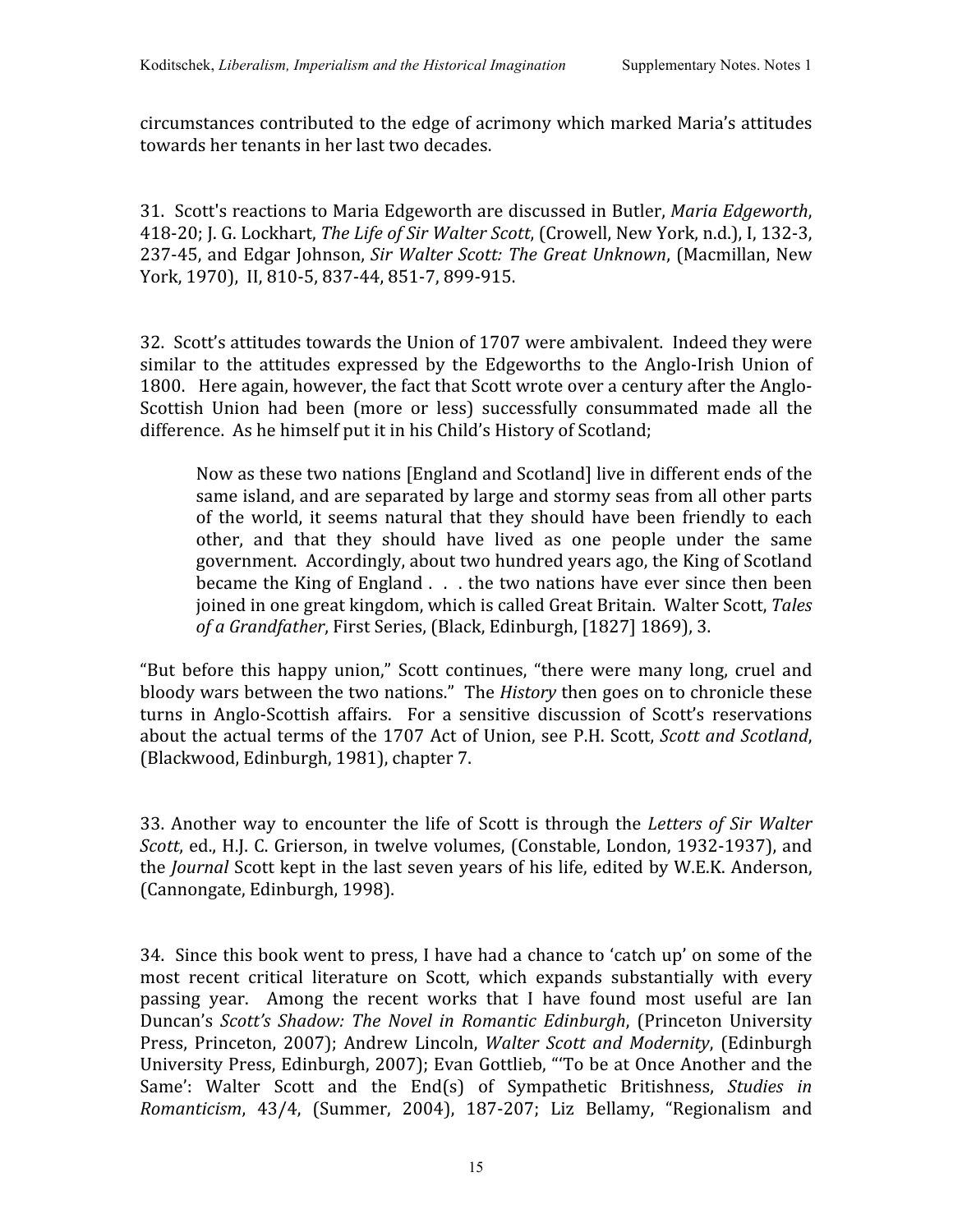circumstances contributed to the edge of acrimony which marked Maria's attitudes towards her tenants in her last two decades.

31. Scott's reactions to Maria Edgeworth are discussed in Butler, *Maria Edgeworth*, 418-20; J. G. Lockhart, *The Life of Sir Walter Scott*, (Crowell, New York, n.d.), I, 132-3, 237-45, and Edgar Johnson, *Sir Walter Scott: The Great Unknown*, (Macmillan, New York, 1970), II, 810-5, 837-44, 851-7, 899-915.

32. Scott's attitudes towards the Union of 1707 were ambivalent. Indeed they were similar to the attitudes expressed by the Edgeworths to the Anglo-Irish Union of 1800. Here again, however, the fact that Scott wrote over a century after the Anglo-Scottish Union had been (more or less) successfully consummated made all the difference. As he himself put it in his Child's History of Scotland;

> Now as these two nations [England and Scotland] live in different ends of the same island, and are separated by large and stormy seas from all other parts of the world, it seems natural that they should have been friendly to each other, and that they should have lived as one people under the same government. Accordingly, about two hundred years ago, the King of Scotland became the King of England . . . the two nations have ever since then been joined in one great kingdom, which is called Great Britain. Walter Scott, *Tales of a Grandfather*, First Series, (Black, Edinburgh, [1827] 1869), 3.

"But before this happy union," Scott continues, "there were many long, cruel and bloody wars between the two nations." The *History* then goes on to chronicle these turns in Anglo-Scottish affairs. For a sensitive discussion of Scott's reservations about the actual terms of the 1707 Act of Union, see P.H. Scott, *Scott and Scotland*, (Blackwood, Edinburgh, 1981), chapter 7.

33. Another way to encounter the life of Scott is through the *Letters of Sir Walter Scott*, ed., H.J. C. Grierson, in twelve volumes, (Constable, London, 1932-1937), and the *Journal* Scott kept in the last seven years of his life, edited by W.E.K. Anderson, (Cannongate, Edinburgh, 1998).

34. Since this book went to press, I have had a chance to 'catch up' on some of the most recent critical literature on Scott, which expands substantially with every passing year. Among the recent works that I have found most useful are Ian Duncan's *Scott's Shadow: The Novel in Romantic Edinburgh*, (Princeton University Press, Princeton, 2007); Andrew Lincoln, *Walter Scott and Modernity*, (Edinburgh University Press, Edinburgh, 2007); Evan Gottlieb, "'To be at Once Another and the Same': Walter Scott and the End(s) of Sympathetic Britishness, *Studies in Romanticism*, 43/4, (Summer, 2004), 187-207; Liz Bellamy, "Regionalism and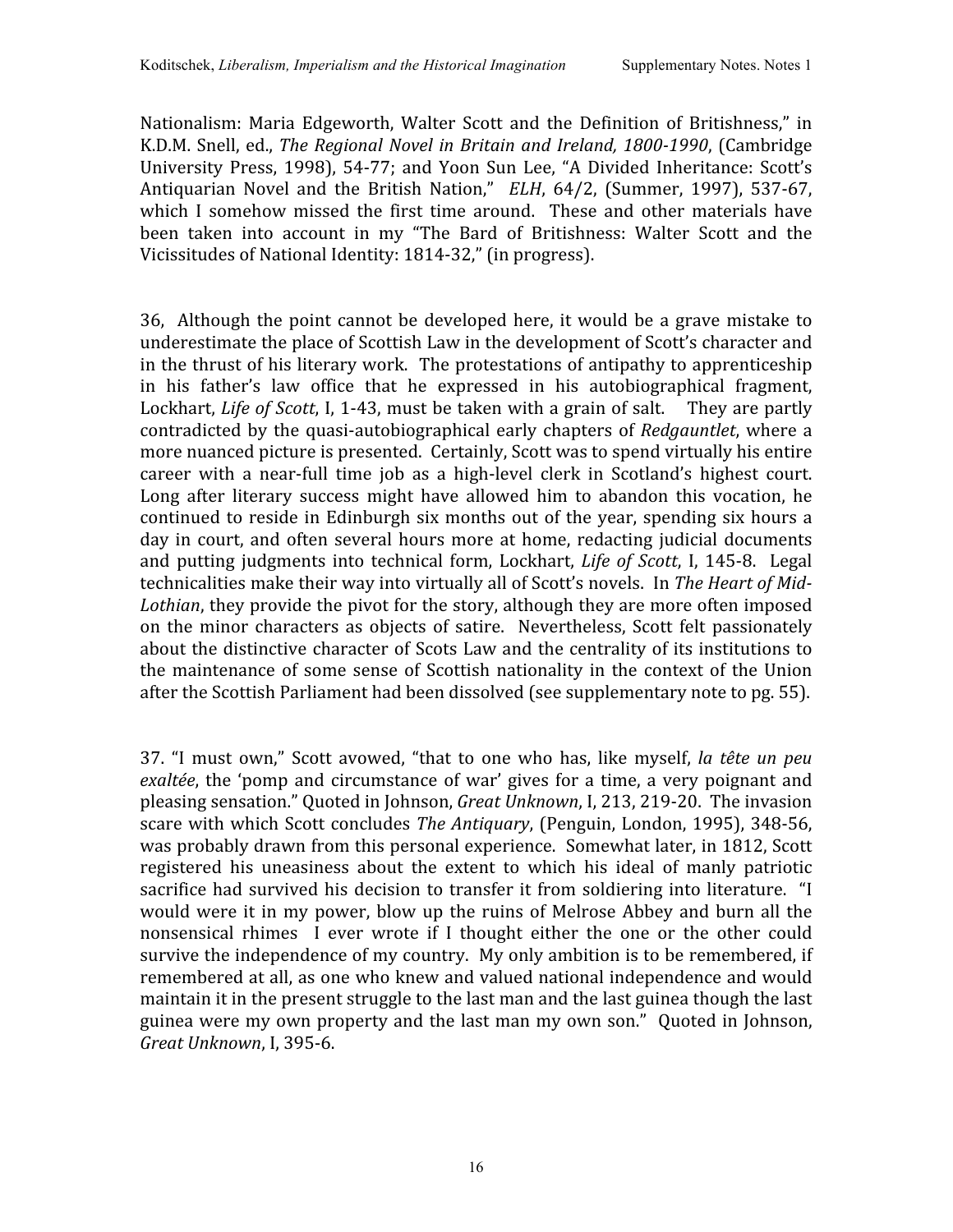Nationalism: Maria Edgeworth, Walter Scott and the Definition of Britishness," in K.D.M. Snell, ed., *The Regional Novel in Britain and Ireland, 1800-1990*, (Cambridge University Press, 1998), 54-77; and Yoon Sun Lee, "A Divided Inheritance: Scott's Antiquarian Novel and the British Nation," *ELH*, 64/2, (Summer, 1997), 537-67, which I somehow missed the first time around. These and other materials have been taken into account in my "The Bard of Britishness: Walter Scott and the Vicissitudes of National Identity: 1814-32," (in progress).

36, Although the point cannot be developed here, it would be a grave mistake to underestimate the place of Scottish Law in the development of Scott's character and in the thrust of his literary work. The protestations of antipathy to apprenticeship in his father's law office that he expressed in his autobiographical fragment, Lockhart, *Life of Scott*, I, 1-43, must be taken with a grain of salt. They are partly contradicted by the quasi-autobiographical early chapters of *Redgauntlet*, where a more nuanced picture is presented. Certainly, Scott was to spend virtually his entire career with a near-full time job as a high-level clerk in Scotland's highest court. Long after literary success might have allowed him to abandon this vocation, he continued to reside in Edinburgh six months out of the year, spending six hours a day in court, and often several hours more at home, redacting judicial documents and putting judgments into technical form, Lockhart, *Life of Scott*, I, 145-8. Legal technicalities make their way into virtually all of Scott's novels. In *The Heart of Mid-Lothian*, they provide the pivot for the story, although they are more often imposed on the minor characters as objects of satire. Nevertheless, Scott felt passionately about the distinctive character of Scots Law and the centrality of its institutions to the maintenance of some sense of Scottish nationality in the context of the Union after the Scottish Parliament had been dissolved (see supplementary note to pg. 55).

37. "I must own," Scott avowed, "that to one who has, like myself, *la tête un peu exaltée*, the 'pomp and circumstance of war' gives for a time, a very poignant and pleasing sensation." Quoted in Johnson, *Great Unknown*, I, 213, 219-20. The invasion scare with which Scott concludes *The Antiquary*, (Penguin, London, 1995), 348-56, was probably drawn from this personal experience. Somewhat later, in 1812, Scott registered his uneasiness about the extent to which his ideal of manly patriotic sacrifice had survived his decision to transfer it from soldiering into literature. "I would were it in my power, blow up the ruins of Melrose Abbey and burn all the nonsensical rhimes I ever wrote if I thought either the one or the other could survive the independence of my country. My only ambition is to be remembered, if remembered at all, as one who knew and valued national independence and would maintain it in the present struggle to the last man and the last guinea though the last guinea were my own property and the last man my own son." Quoted in Johnson, *Great Unknown*, I, 395-6.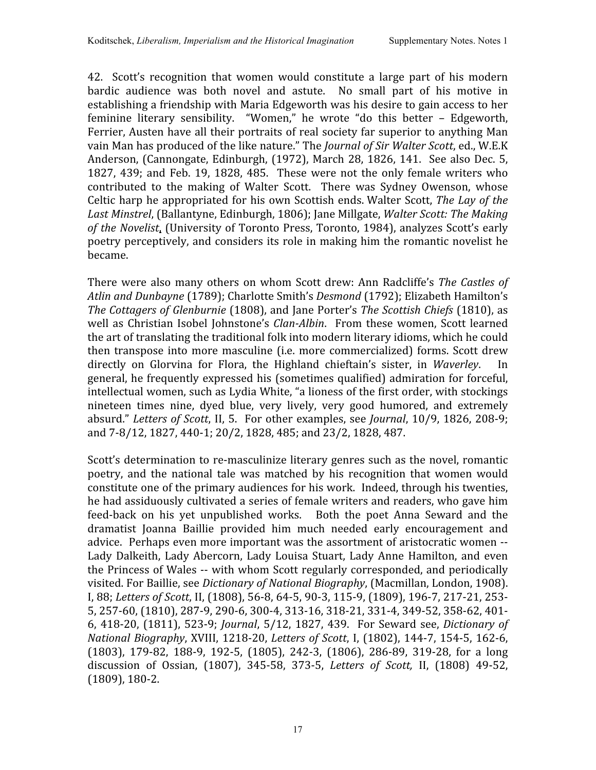42. Scott's recognition that women would constitute a large part of his modern bardic audience was both novel and astute. No small part of his motive in establishing a friendship with Maria Edgeworth was his desire to gain access to her feminine literary sensibility. "Women," he wrote "do this better – Edgeworth, Ferrier, Austen have all their portraits of real society far superior to anything Man vain Man has produced of the like nature." The *Journal of Sir Walter Scott*, ed., W.E.K Anderson, (Cannongate, Edinburgh, (1972), March 28, 1826, 141. See also Dec. 5, 1827, 439; and Feb. 19, 1828, 485. These were not the only female writers who contributed to the making of Walter Scott. There was Sydney Owenson, whose Celtic harp he appropriated for his own Scottish ends. Walter Scott, *The Lay of the Last Minstrel*, (Ballantyne, Edinburgh, 1806); Jane Millgate, *Walter Scott: The Making of the Novelist*, (University of Toronto Press, Toronto, 1984), analyzes Scott's early poetry perceptively, and considers its role in making him the romantic novelist he became.

There were also many others on whom Scott drew: Ann Radcliffe's *The Castles of Atlin and Dunbayne* (1789); Charlotte Smith's *Desmond* (1792); Elizabeth Hamilton's *The Cottagers of Glenburnie* (1808), and Jane Porter's *The Scottish Chiefs* (1810), as well as Christian Isobel Johnstone's *Clan-Albin*. From these women, Scott learned the art of translating the traditional folk into modern literary idioms, which he could then transpose into more masculine (i.e. more commercialized) forms. Scott drew directly on Glorvina for Flora, the Highland chieftain's sister, in *Waverley*. In general, he frequently expressed his (sometimes qualified) admiration for forceful, intellectual women, such as Lydia White, "a lioness of the first order, with stockings nineteen times nine, dyed blue, very lively, very good humored, and extremely absurd." *Letters of Scott*, II, 5. For other examples, see *Journal*, 10/9, 1826, 208-9; and 7-8/12, 1827, 440-1; 20/2, 1828, 485; and 23/2, 1828, 487.

Scott's determination to re-masculinize literary genres such as the novel, romantic poetry, and the national tale was matched by his recognition that women would constitute one of the primary audiences for his work. Indeed, through his twenties, he had assiduously cultivated a series of female writers and readers, who gave him feed-back on his yet unpublished works. Both the poet Anna Seward and the dramatist Joanna Baillie provided him much needed early encouragement and advice. Perhaps even more important was the assortment of aristocratic women -- Lady Dalkeith, Lady Abercorn, Lady Louisa Stuart, Lady Anne Hamilton, and even the Princess of Wales -- with whom Scott regularly corresponded, and periodically visited. For Baillie, see *Dictionary of National Biography*, (Macmillan, London, 1908). I, 88; *Letters of Scott*, II, (1808), 56-8, 64-5, 90-3, 115-9, (1809), 196-7, 217-21, 253-5, 257-60, (1810), 287-9, 290-6, 300-4, 313-16, 318-21, 331-4, 349-52, 358-62, 401-6, 418-20, (1811), 523-9; *Journal*, 5/12, 1827, 439. For Seward see, *Dictionary of National Biography*, XVIII, 1218-20, *Letters of Scott*, I, (1802), 144-7, 154-5, 162-6, (1803), 179-82, 188-9, 192-5, (1805), 242-3, (1806), 286-89, 319-28, for a long discussion of Ossian, (1807), 345-58, 373-5, *Letters of Scott,* II, (1808) 49-52, (1809), 180-2.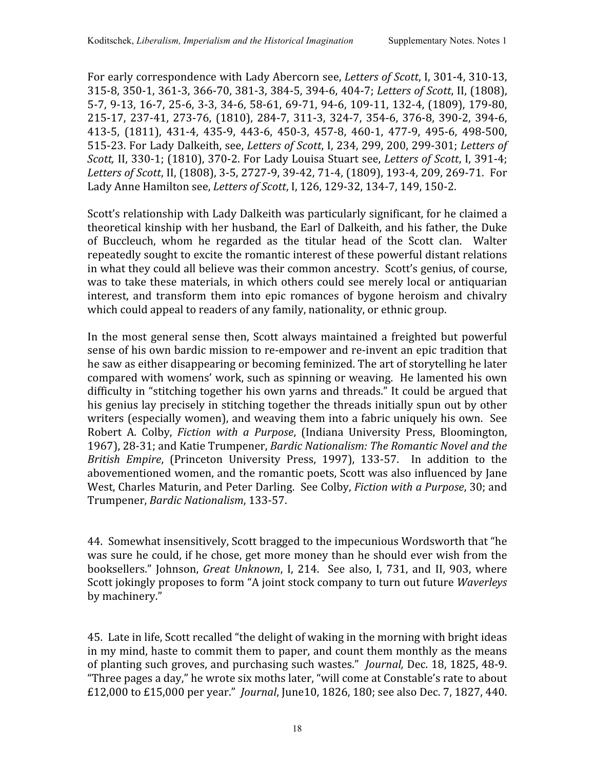For early correspondence with Lady Abercorn see, *Letters of Scott*, I, 301-4, 310-13, 315-8, 350-1, 361-3, 366-70, 381-3, 384-5, 394-6, 404-7; *Letters of Scott*, II, (1808), 5-7, 9-13, 16-7, 25-6, 3-3, 34-6, 58-61, 69-71, 94-6, 109-11, 132-4, (1809), 179-80, 215-17, 237-41, 273-76, (1810), 284-7, 311-3, 324-7, 354-6, 376-8, 390-2, 394-6, 413-5, (1811), 431-4, 435-9, 443-6, 450-3, 457-8, 460-1, 477-9, 495-6, 498-500, 515-23. For Lady Dalkeith, see, *Letters of Scott*, I, 234, 299, 200, 299-301; *Letters of Scott,* II, 330-1; (1810), 370-2. For Lady Louisa Stuart see, *Letters of Scott*, I, 391-4; *Letters of Scott*, II, (1808), 3-5, 2727-9, 39-42, 71-4, (1809), 193-4, 209, 269-71. For Lady Anne Hamilton see, *Letters of Scott*, I, 126, 129-32, 134-7, 149, 150-2.

Scott's relationship with Lady Dalkeith was particularly significant, for he claimed a theoretical kinship with her husband, the Earl of Dalkeith, and his father, the Duke of Buccleuch, whom he regarded as the titular head of the Scott clan. Walter repeatedly sought to excite the romantic interest of these powerful distant relations in what they could all believe was their common ancestry. Scott's genius, of course, was to take these materials, in which others could see merely local or antiquarian interest, and transform them into epic romances of bygone heroism and chivalry which could appeal to readers of any family, nationality, or ethnic group.

In the most general sense then, Scott always maintained a freighted but powerful sense of his own bardic mission to re-empower and re-invent an epic tradition that he saw as either disappearing or becoming feminized. The art of storytelling he later compared with womens' work, such as spinning or weaving. He lamented his own difficulty in "stitching together his own yarns and threads." It could be argued that his genius lay precisely in stitching together the threads initially spun out by other writers (especially women), and weaving them into a fabric uniquely his own. See Robert A. Colby, *Fiction with a Purpose*, (Indiana University Press, Bloomington, 1967), 28-31; and Katie Trumpener, *Bardic Nationalism: The Romantic Novel and the British Empire*, (Princeton University Press, 1997), 133-57. In addition to the abovementioned women, and the romantic poets, Scott was also influenced by Jane West, Charles Maturin, and Peter Darling. See Colby, *Fiction with a Purpose*, 30; and Trumpener, *Bardic Nationalism*, 133-57.

44. Somewhat insensitively, Scott bragged to the impecunious Wordsworth that "he was sure he could, if he chose, get more money than he should ever wish from the booksellers." Johnson, *Great Unknown*, I, 214. See also, I, 731, and II, 903, where Scott jokingly proposes to form "A joint stock company to turn out future *Waverleys* by machinery."

45. Late in life, Scott recalled "the delight of waking in the morning with bright ideas in my mind, haste to commit them to paper, and count them monthly as the means of planting such groves, and purchasing such wastes." *Journal,* Dec. 18, 1825, 48-9. "Three pages a day," he wrote six moths later, "will come at Constable's rate to about £12,000 to £15,000 per year." *Journal*, June10, 1826, 180; see also Dec. 7, 1827, 440.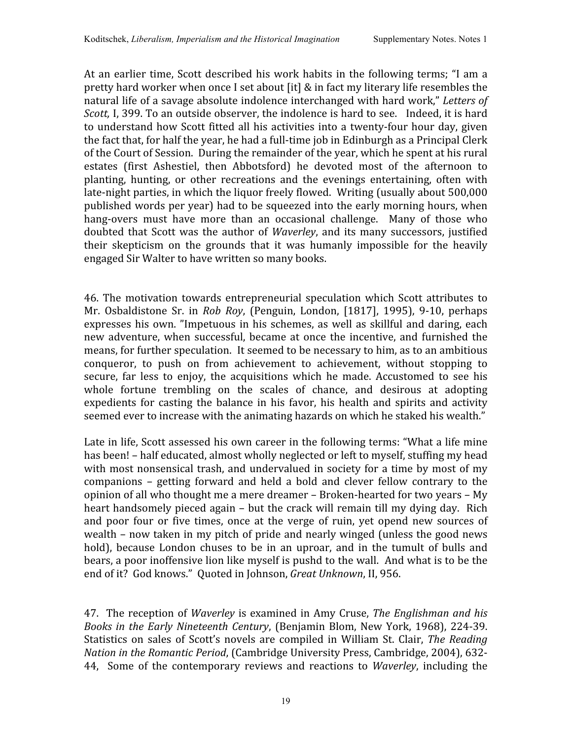At an earlier time, Scott described his work habits in the following terms; "I am a pretty hard worker when once I set about [it] & in fact my literary life resembles the natural life of a savage absolute indolence interchanged with hard work," *Letters of Scott,* I, 399. To an outside observer, the indolence is hard to see. Indeed, it is hard to understand how Scott fitted all his activities into a twenty-four hour day, given the fact that, for half the year, he had a full-time job in Edinburgh as a Principal Clerk of the Court of Session. During the remainder of the year, which he spent at his rural estates (first Ashestiel, then Abbotsford) he devoted most of the afternoon to planting, hunting, or other recreations and the evenings entertaining, often with late-night parties, in which the liquor freely flowed. Writing (usually about 500,000 published words per year) had to be squeezed into the early morning hours, when hang-overs must have more than an occasional challenge. Many of those who doubted that Scott was the author of *Waverley*, and its many successors, justified their skepticism on the grounds that it was humanly impossible for the heavily engaged Sir Walter to have written so many books.

46. The motivation towards entrepreneurial speculation which Scott attributes to Mr. Osbaldistone Sr. in *Rob Roy*, (Penguin, London, [1817], 1995), 9-10, perhaps expresses his own. "Impetuous in his schemes, as well as skillful and daring, each new adventure, when successful, became at once the incentive, and furnished the means, for further speculation. It seemed to be necessary to him, as to an ambitious conqueror, to push on from achievement to achievement, without stopping to secure, far less to enjoy, the acquisitions which he made. Accustomed to see his whole fortune trembling on the scales of chance, and desirous at adopting expedients for casting the balance in his favor, his health and spirits and activity seemed ever to increase with the animating hazards on which he staked his wealth."

Late in life, Scott assessed his own career in the following terms: "What a life mine has been! – half educated, almost wholly neglected or left to myself, stuffing my head with most nonsensical trash, and undervalued in society for a time by most of my companions – getting forward and held a bold and clever fellow contrary to the opinion of all who thought me a mere dreamer – Broken-hearted for two years – My heart handsomely pieced again – but the crack will remain till my dying day. Rich and poor four or five times, once at the verge of ruin, yet opend new sources of wealth – now taken in my pitch of pride and nearly winged (unless the good news hold), because London chuses to be in an uproar, and in the tumult of bulls and bears, a poor inoffensive lion like myself is pushd to the wall. And what is to be the end of it? God knows." Quoted in Johnson, *Great Unknown*, II, 956.

47. The reception of *Waverley* is examined in Amy Cruse, *The Englishman and his Books in the Early Nineteenth Century*, (Benjamin Blom, New York, 1968), 224-39. Statistics on sales of Scott's novels are compiled in William St. Clair, *The Reading Nation in the Romantic Period*, (Cambridge University Press, Cambridge, 2004), 632-44, Some of the contemporary reviews and reactions to *Waverley*, including the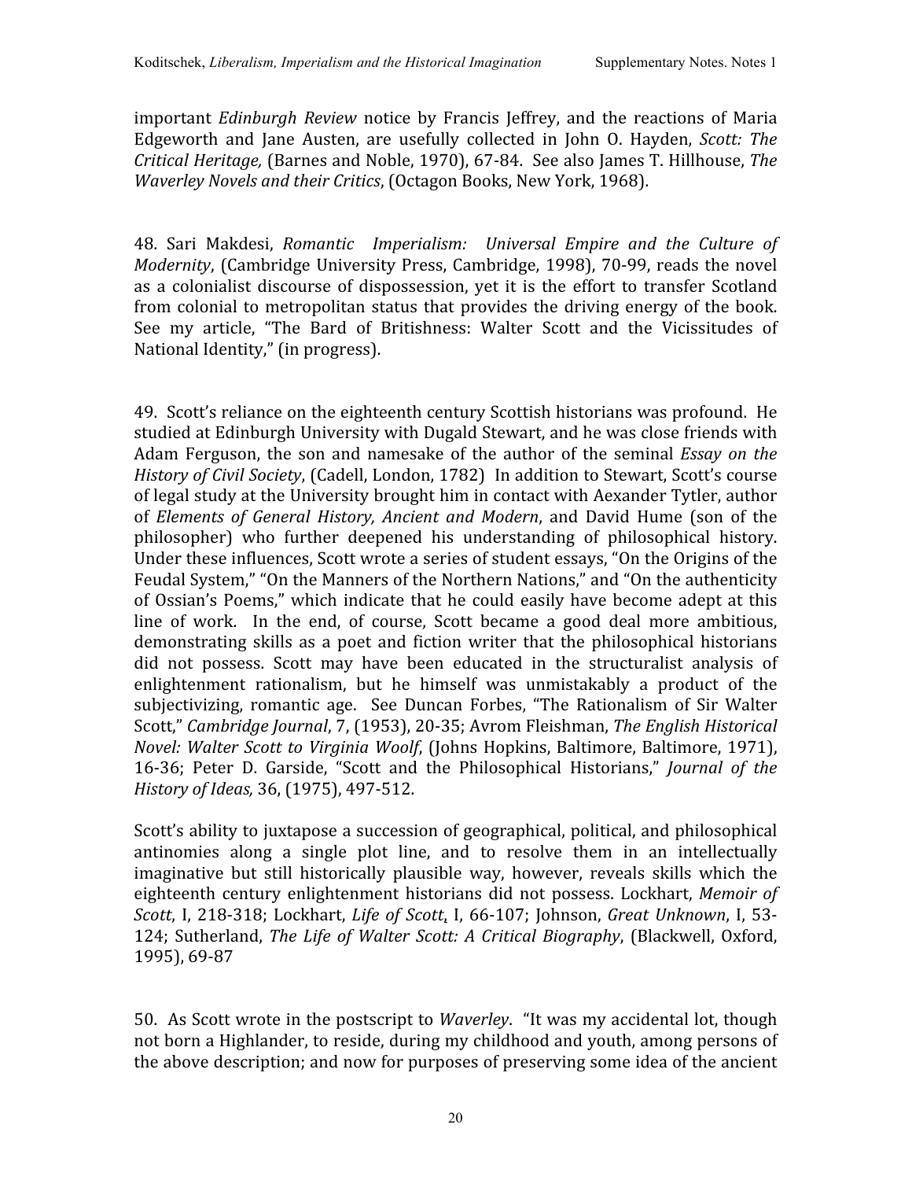important *Edinburgh Review* notice by Francis Jeffrey, and the reactions of Maria Edgeworth and Jane Austen, are usefully collected in John O. Hayden, *Scott: The Critical Heritage,* (Barnes and Noble, 1970), 67-84. See also James T. Hillhouse, *The Waverley Novels and their Critics*, (Octagon Books, New York, 1968).

48. Sari Makdesi, *Romantic Imperialism: Universal Empire and the Culture of Modernity*, (Cambridge University Press, Cambridge, 1998), 70-99, reads the novel as a colonialist discourse of dispossession, yet it is the effort to transfer Scotland from colonial to metropolitan status that provides the driving energy of the book. See my article, "The Bard of Britishness: Walter Scott and the Vicissitudes of National Identity," (in progress).

49. Scott's reliance on the eighteenth century Scottish historians was profound. He studied at Edinburgh University with Dugald Stewart, and he was close friends with Adam Ferguson, the son and namesake of the author of the seminal *Essay on the History of Civil Society*, (Cadell, London, 1782) In addition to Stewart, Scott's course of legal study at the University brought him in contact with Aexander Tytler, author of *Elements of General History, Ancient and Modern*, and David Hume (son of the philosopher) who further deepened his understanding of philosophical history. Under these influences, Scott wrote a series of student essays, "On the Origins of the Feudal System," "On the Manners of the Northern Nations," and "On the authenticity of Ossian's Poems," which indicate that he could easily have become adept at this line of work. In the end, of course, Scott became a good deal more ambitious, demonstrating skills as a poet and fiction writer that the philosophical historians did not possess. Scott may have been educated in the structuralist analysis of enlightenment rationalism, but he himself was unmistakably a product of the subjectivizing, romantic age. See Duncan Forbes, "The Rationalism of Sir Walter Scott," *Cambridge Journal*, 7, (1953), 20-35; Avrom Fleishman, *The English Historical Novel: Walter Scott to Virginia Woolf*, (Johns Hopkins, Baltimore, Baltimore, 1971), 16-36; Peter D. Garside, "Scott and the Philosophical Historians," *Journal of the History of Ideas,* 36, (1975), 497-512.

Scott's ability to juxtapose a succession of geographical, political, and philosophical antinomies along a single plot line, and to resolve them in an intellectually imaginative but still historically plausible way, however, reveals skills which the eighteenth century enlightenment historians did not possess. Lockhart, *Memoir of Scott*, I, 218-318; Lockhart, *Life of Scott*, I, 66-107; Johnson, *Great Unknown*, I, 53-124; Sutherland, *The Life of Walter Scott: A Critical Biography*, (Blackwell, Oxford, 1995), 69-87

50. As Scott wrote in the postscript to *Waverley*. "It was my accidental lot, though not born a Highlander, to reside, during my childhood and youth, among persons of the above description; and now for purposes of preserving some idea of the ancient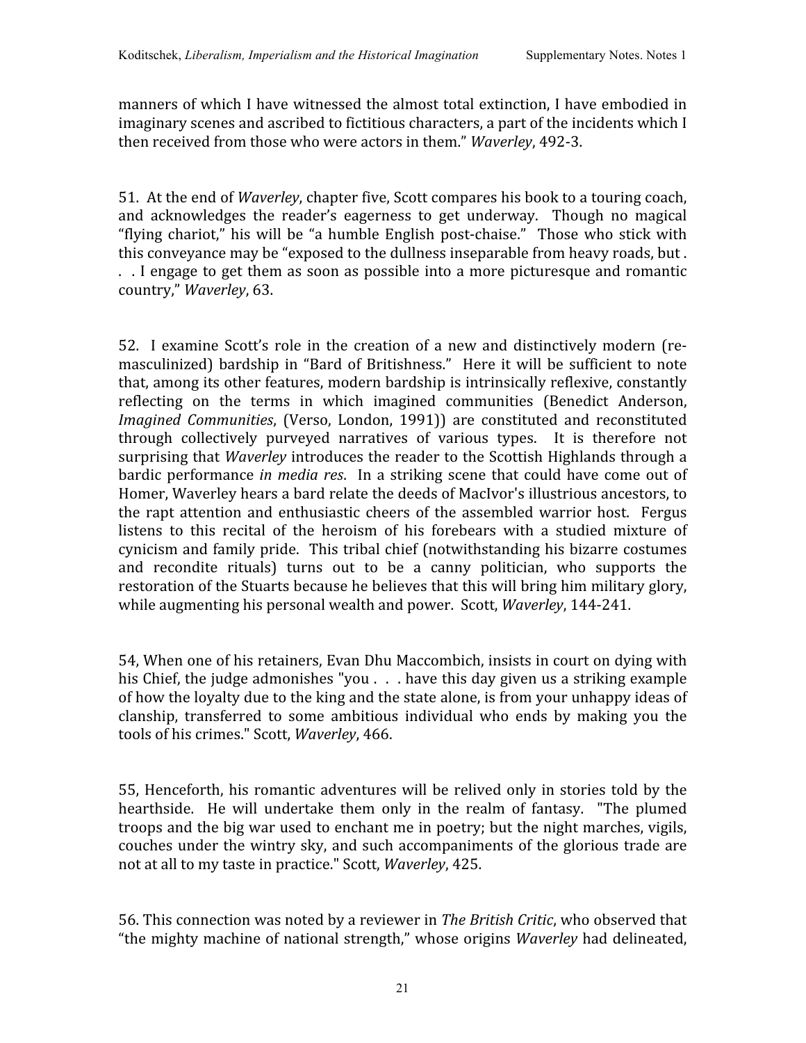manners of which I have witnessed the almost total extinction, I have embodied in imaginary scenes and ascribed to fictitious characters, a part of the incidents which I then received from those who were actors in them." *Waverley*, 492-3.

51. At the end of *Waverley*, chapter five, Scott compares his book to a touring coach, and acknowledges the reader's eagerness to get underway. Though no magical "flying chariot," his will be "a humble English post-chaise." Those who stick with this conveyance may be "exposed to the dullness inseparable from heavy roads, but . . . I engage to get them as soon as possible into a more picturesque and romantic country," *Waverley*, 63.

52. I examine Scott's role in the creation of a new and distinctively modern (re-masculinized) bardship in "Bard of Britishness." Here it will be sufficient to note that, among its other features, modern bardship is intrinsically reflexive, constantly reflecting on the terms in which imagined communities (Benedict Anderson, *Imagined Communities*, (Verso, London, 1991)) are constituted and reconstituted through collectively purveyed narratives of various types. It is therefore not surprising that *Waverley* introduces the reader to the Scottish Highlands through a bardic performance *in media res*. In a striking scene that could have come out of Homer, Waverley hears a bard relate the deeds of MacIvor's illustrious ancestors, to the rapt attention and enthusiastic cheers of the assembled warrior host. Fergus listens to this recital of the heroism of his forebears with a studied mixture of cynicism and family pride. This tribal chief (notwithstanding his bizarre costumes and recondite rituals) turns out to be a canny politician, who supports the restoration of the Stuarts because he believes that this will bring him military glory, while augmenting his personal wealth and power. Scott, *Waverley*, 144-241.

54, When one of his retainers, Evan Dhu Maccombich, insists in court on dying with his Chief, the judge admonishes "you . . . have this day given us a striking example of how the loyalty due to the king and the state alone, is from your unhappy ideas of clanship, transferred to some ambitious individual who ends by making you the tools of his crimes." Scott, *Waverley*, 466.

55, Henceforth, his romantic adventures will be relived only in stories told by the hearthside. He will undertake them only in the realm of fantasy. "The plumed troops and the big war used to enchant me in poetry; but the night marches, vigils, couches under the wintry sky, and such accompaniments of the glorious trade are not at all to my taste in practice." Scott, *Waverley*, 425.

56. This connection was noted by a reviewer in *The British Critic*, who observed that "the mighty machine of national strength," whose origins *Waverley* had delineated,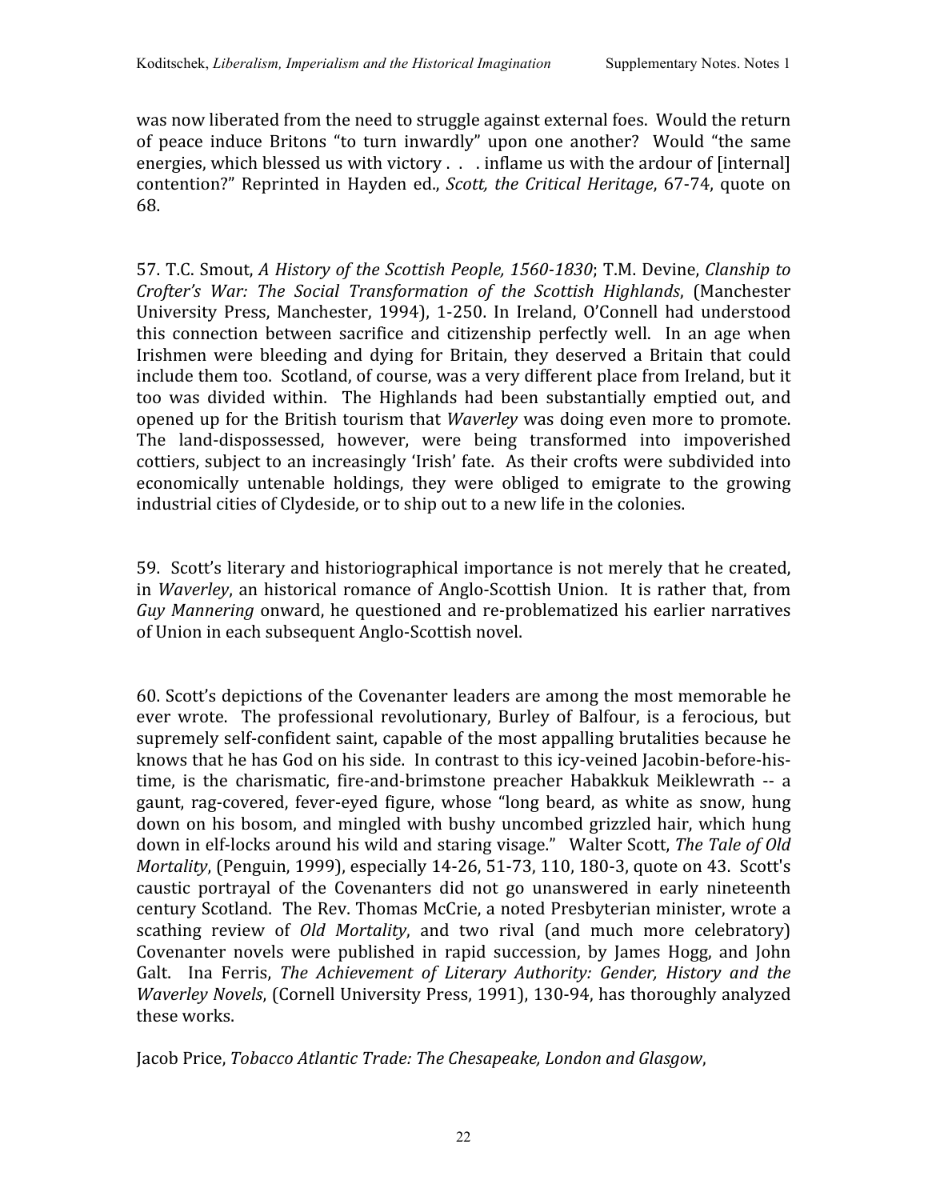was now liberated from the need to struggle against external foes. Would the return of peace induce Britons "to turn inwardly" upon one another? Would "the same energies, which blessed us with victory . . . inflame us with the ardour of [internal] contention?" Reprinted in Hayden ed., *Scott, the Critical Heritage*, 67-74, quote on 68.

57. T.C. Smout, *A History of the Scottish People, 1560-1830*; T.M. Devine, *Clanship to Crofter's War: The Social Transformation of the Scottish Highlands*, (Manchester University Press, Manchester, 1994), 1-250. In Ireland, O'Connell had understood this connection between sacrifice and citizenship perfectly well. In an age when Irishmen were bleeding and dying for Britain, they deserved a Britain that could include them too. Scotland, of course, was a very different place from Ireland, but it too was divided within. The Highlands had been substantially emptied out, and opened up for the British tourism that *Waverley* was doing even more to promote. The land-dispossessed, however, were being transformed into impoverished cottiers, subject to an increasingly 'Irish' fate. As their crofts were subdivided into economically untenable holdings, they were obliged to emigrate to the growing industrial cities of Clydeside, or to ship out to a new life in the colonies.

59. Scott's literary and historiographical importance is not merely that he created, in *Waverley*, an historical romance of Anglo-Scottish Union. It is rather that, from *Guy Mannering* onward, he questioned and re-problematized his earlier narratives of Union in each subsequent Anglo-Scottish novel.

60. Scott's depictions of the Covenanter leaders are among the most memorable he ever wrote. The professional revolutionary, Burley of Balfour, is a ferocious, but supremely self-confident saint, capable of the most appalling brutalities because he knows that he has God on his side. In contrast to this icy-veined Jacobin-before-his-time, is the charismatic, fire-and-brimstone preacher Habakkuk Meiklewrath -- a gaunt, rag-covered, fever-eyed figure, whose "long beard, as white as snow, hung down on his bosom, and mingled with bushy uncombed grizzled hair, which hung down in elf-locks around his wild and staring visage." Walter Scott, *The Tale of Old Mortality*, (Penguin, 1999), especially 14-26, 51-73, 110, 180-3, quote on 43. Scott's caustic portrayal of the Covenanters did not go unanswered in early nineteenth century Scotland. The Rev. Thomas McCrie, a noted Presbyterian minister, wrote a scathing review of *Old Mortality*, and two rival (and much more celebratory) Covenanter novels were published in rapid succession, by James Hogg, and John Galt. Ina Ferris, *The Achievement of Literary Authority: Gender, History and the Waverley Novels*, (Cornell University Press, 1991), 130-94, has thoroughly analyzed these works.

Jacob Price, *Tobacco Atlantic Trade: The Chesapeake, London and Glasgow*,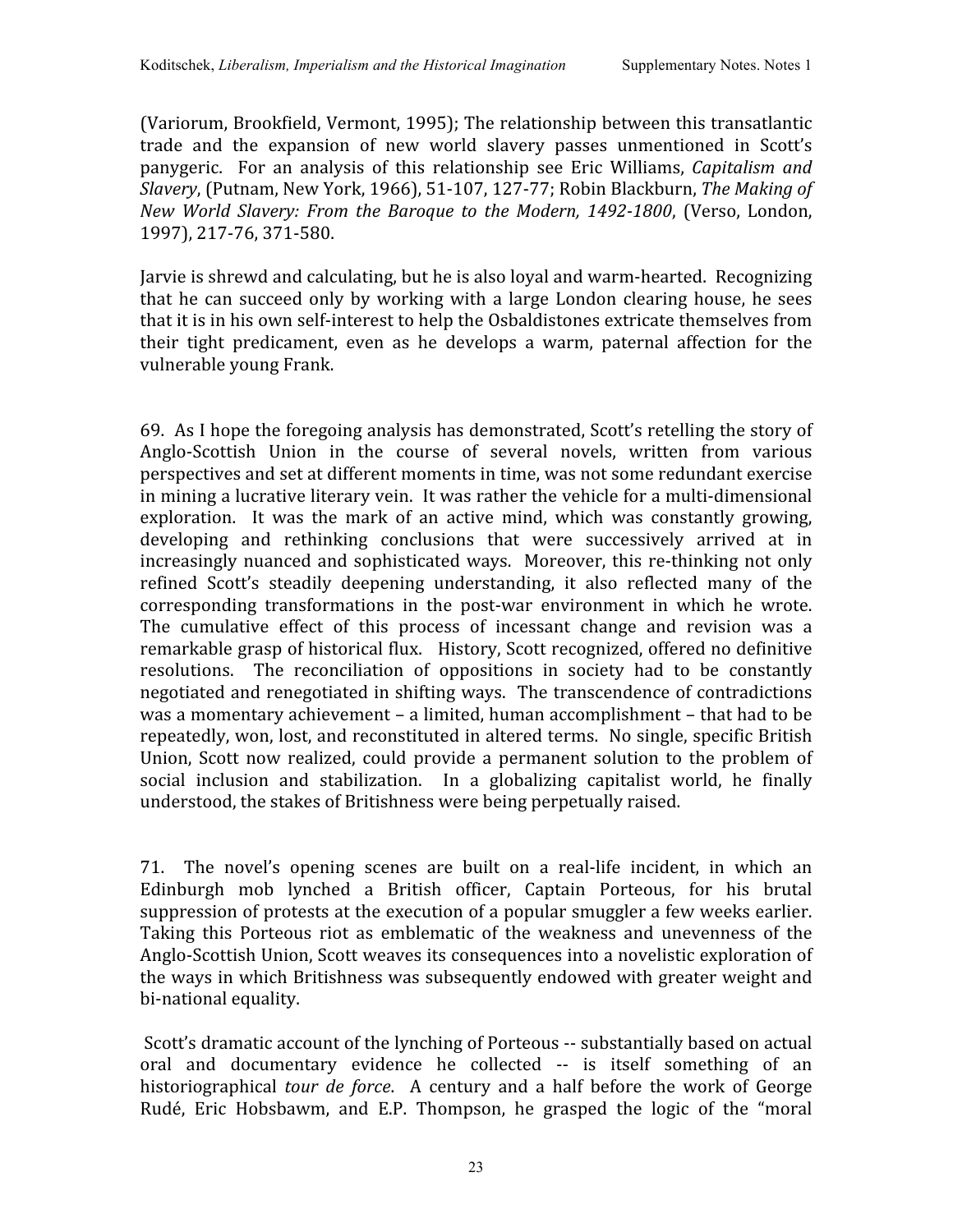(Variorum, Brookfield, Vermont, 1995); The relationship between this transatlantic trade and the expansion of new world slavery passes unmentioned in Scott's panygeric. For an analysis of this relationship see Eric Williams, *Capitalism and Slavery*, (Putnam, New York, 1966), 51-107, 127-77; Robin Blackburn, *The Making of New World Slavery: From the Baroque to the Modern, 1492-1800*, (Verso, London, 1997), 217-76, 371-580.

Jarvie is shrewd and calculating, but he is also loyal and warm-hearted. Recognizing that he can succeed only by working with a large London clearing house, he sees that it is in his own self-interest to help the Osbaldistones extricate themselves from their tight predicament, even as he develops a warm, paternal affection for the vulnerable young Frank.

69. As I hope the foregoing analysis has demonstrated, Scott's retelling the story of Anglo-Scottish Union in the course of several novels, written from various perspectives and set at different moments in time, was not some redundant exercise in mining a lucrative literary vein. It was rather the vehicle for a multi-dimensional exploration. It was the mark of an active mind, which was constantly growing, developing and rethinking conclusions that were successively arrived at in increasingly nuanced and sophisticated ways. Moreover, this re-thinking not only refined Scott's steadily deepening understanding, it also reflected many of the corresponding transformations in the post-war environment in which he wrote. The cumulative effect of this process of incessant change and revision was a remarkable grasp of historical flux. History, Scott recognized, offered no definitive resolutions. The reconciliation of oppositions in society had to be constantly negotiated and renegotiated in shifting ways. The transcendence of contradictions was a momentary achievement – a limited, human accomplishment – that had to be repeatedly, won, lost, and reconstituted in altered terms. No single, specific British Union, Scott now realized, could provide a permanent solution to the problem of social inclusion and stabilization. In a globalizing capitalist world, he finally understood, the stakes of Britishness were being perpetually raised.

71. The novel's opening scenes are built on a real-life incident, in which an Edinburgh mob lynched a British officer, Captain Porteous, for his brutal suppression of protests at the execution of a popular smuggler a few weeks earlier. Taking this Porteous riot as emblematic of the weakness and unevenness of the Anglo-Scottish Union, Scott weaves its consequences into a novelistic exploration of the ways in which Britishness was subsequently endowed with greater weight and bi-national equality.

Scott's dramatic account of the lynching of Porteous -- substantially based on actual oral and documentary evidence he collected -- is itself something of an historiographical *tour de force*. A century and a half before the work of George Rudé, Eric Hobsbawm, and E.P. Thompson, he grasped the logic of the "moral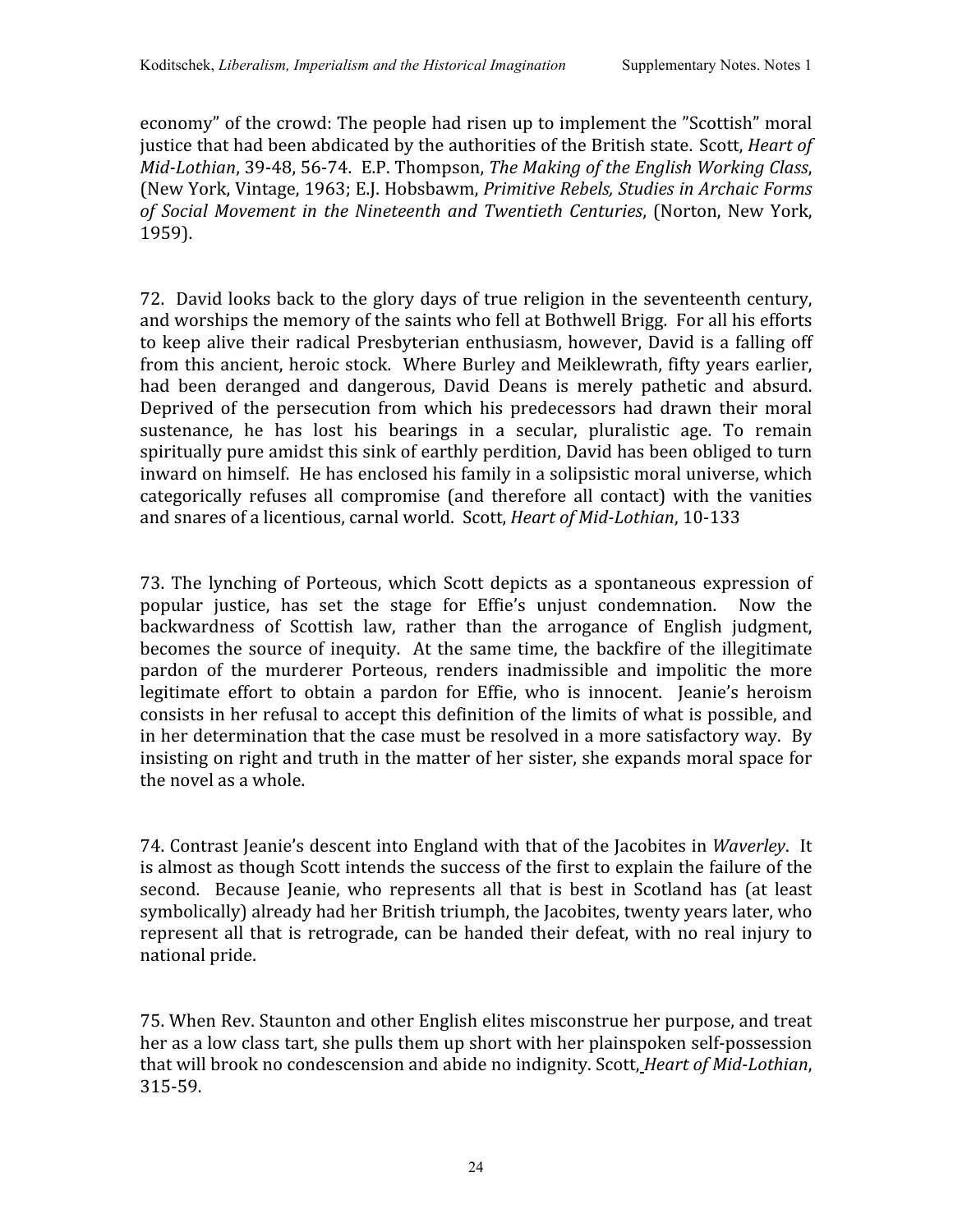economy" of the crowd: The people had risen up to implement the "Scottish" moral justice that had been abdicated by the authorities of the British state. Scott, *Heart of Mid-Lothian*, 39-48, 56-74. E.P. Thompson, *The Making of the English Working Class*, (New York, Vintage, 1963; E.J. Hobsbawm, *Primitive Rebels, Studies in Archaic Forms of Social Movement in the Nineteenth and Twentieth Centuries*, (Norton, New York, 1959).

72. David looks back to the glory days of true religion in the seventeenth century, and worships the memory of the saints who fell at Bothwell Brigg. For all his efforts to keep alive their radical Presbyterian enthusiasm, however, David is a falling off from this ancient, heroic stock. Where Burley and Meiklewrath, fifty years earlier, had been deranged and dangerous, David Deans is merely pathetic and absurd. Deprived of the persecution from which his predecessors had drawn their moral sustenance, he has lost his bearings in a secular, pluralistic age. To remain spiritually pure amidst this sink of earthly perdition, David has been obliged to turn inward on himself. He has enclosed his family in a solipsistic moral universe, which categorically refuses all compromise (and therefore all contact) with the vanities and snares of a licentious, carnal world. Scott, *Heart of Mid-Lothian*, 10-133

73. The lynching of Porteous, which Scott depicts as a spontaneous expression of popular justice, has set the stage for Effie's unjust condemnation. Now the backwardness of Scottish law, rather than the arrogance of English judgment, becomes the source of inequity. At the same time, the backfire of the illegitimate pardon of the murderer Porteous, renders inadmissible and impolitic the more legitimate effort to obtain a pardon for Effie, who is innocent. Jeanie's heroism consists in her refusal to accept this definition of the limits of what is possible, and in her determination that the case must be resolved in a more satisfactory way. By insisting on right and truth in the matter of her sister, she expands moral space for the novel as a whole.

74. Contrast Jeanie's descent into England with that of the Jacobites in *Waverley*. It is almost as though Scott intends the success of the first to explain the failure of the second. Because Jeanie, who represents all that is best in Scotland has (at least symbolically) already had her British triumph, the Jacobites, twenty years later, who represent all that is retrograde, can be handed their defeat, with no real injury to national pride.

75. When Rev. Staunton and other English elites misconstrue her purpose, and treat her as a low class tart, she pulls them up short with her plainspoken self-possession that will brook no condescension and abide no indignity. Scott, *Heart of Mid-Lothian*, 315-59.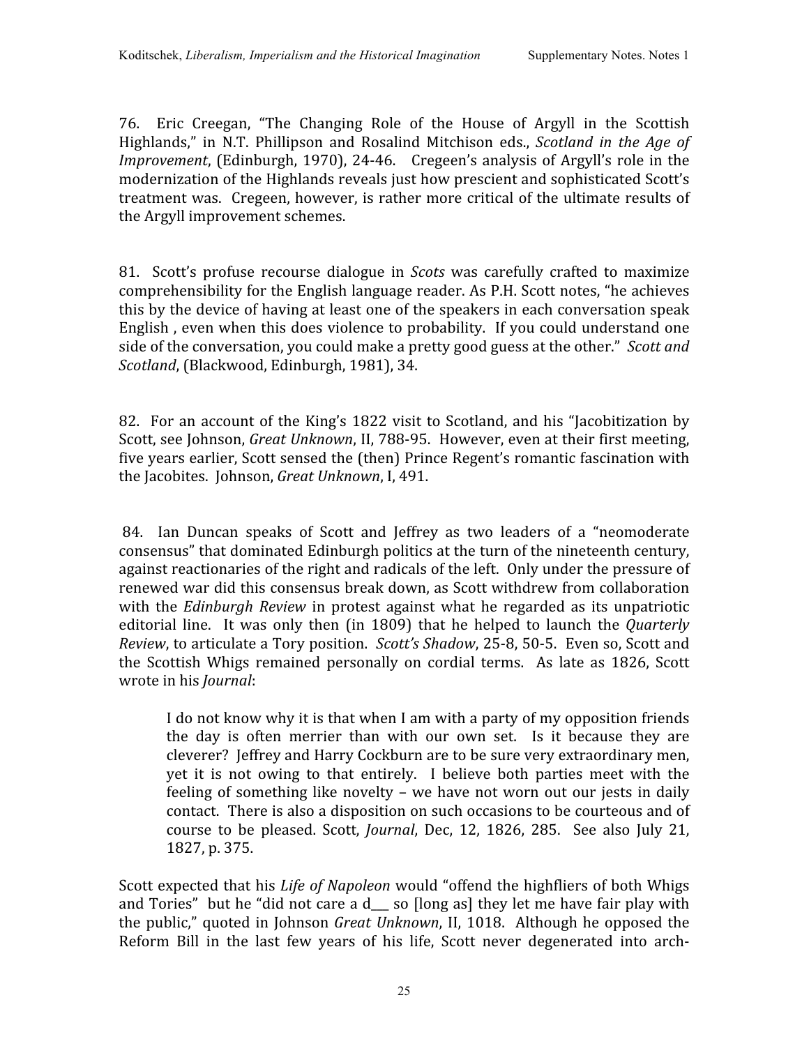76. Eric Creegan, "The Changing Role of the House of Argyll in the Scottish Highlands," in N.T. Phillipson and Rosalind Mitchison eds., *Scotland in the Age of Improvement*, (Edinburgh, 1970), 24-46. Cregeen's analysis of Argyll's role in the modernization of the Highlands reveals just how prescient and sophisticated Scott's treatment was. Cregeen, however, is rather more critical of the ultimate results of the Argyll improvement schemes.

81. Scott's profuse recourse dialogue in *Scots* was carefully crafted to maximize comprehensibility for the English language reader. As P.H. Scott notes, "he achieves this by the device of having at least one of the speakers in each conversation speak English , even when this does violence to probability. If you could understand one side of the conversation, you could make a pretty good guess at the other." *Scott and Scotland*, (Blackwood, Edinburgh, 1981), 34.

82. For an account of the King's 1822 visit to Scotland, and his "Jacobitization by Scott, see Johnson, *Great Unknown*, II, 788-95. However, even at their first meeting, five years earlier, Scott sensed the (then) Prince Regent's romantic fascination with the Jacobites. Johnson, *Great Unknown*, I, 491.

84. Ian Duncan speaks of Scott and Jeffrey as two leaders of a "neomoderate consensus" that dominated Edinburgh politics at the turn of the nineteenth century, against reactionaries of the right and radicals of the left. Only under the pressure of renewed war did this consensus break down, as Scott withdrew from collaboration with the *Edinburgh Review* in protest against what he regarded as its unpatriotic editorial line. It was only then (in 1809) that he helped to launch the *Quarterly Review*, to articulate a Tory position. *Scott's Shadow*, 25-8, 50-5. Even so, Scott and the Scottish Whigs remained personally on cordial terms. As late as 1826, Scott wrote in his *Journal*:

> I do not know why it is that when I am with a party of my opposition friends the day is often merrier than with our own set. Is it because they are cleverer? Jeffrey and Harry Cockburn are to be sure very extraordinary men, yet it is not owing to that entirely. I believe both parties meet with the feeling of something like novelty – we have not worn out our jests in daily contact. There is also a disposition on such occasions to be courteous and of course to be pleased. Scott, *Journal*, Dec, 12, 1826, 285. See also July 21, 1827, p. 375.

Scott expected that his *Life of Napoleon* would "offend the highfliers of both Whigs and Tories" but he "did not care a d___ so [long as] they let me have fair play with the public," quoted in Johnson *Great Unknown*, II, 1018. Although he opposed the Reform Bill in the last few years of his life, Scott never degenerated into arch-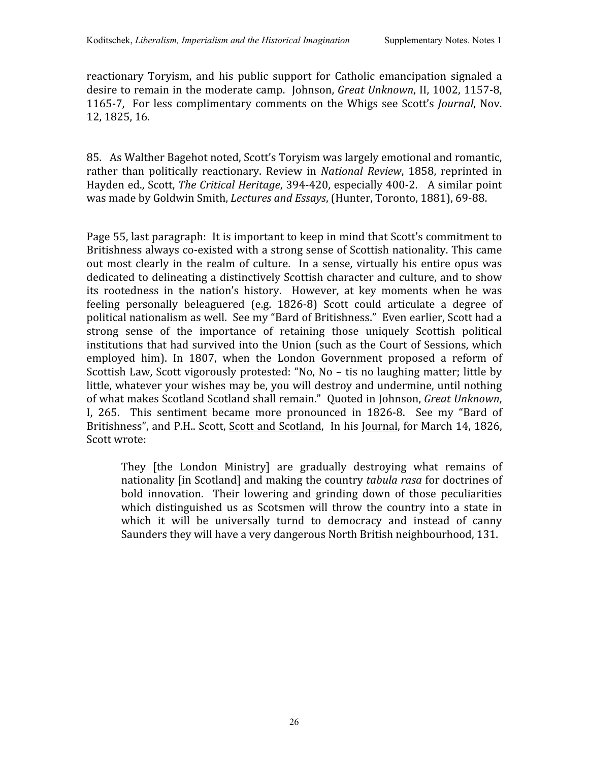reactionary Toryism, and his public support for Catholic emancipation signaled a desire to remain in the moderate camp. Johnson, *Great Unknown*, II, 1002, 1157-8, 1165-7, For less complimentary comments on the Whigs see Scott's *Journal*, Nov. 12, 1825, 16.

85. As Walther Bagehot noted, Scott's Toryism was largely emotional and romantic, rather than politically reactionary. Review in *National Review*, 1858, reprinted in Hayden ed., Scott, *The Critical Heritage*, 394-420, especially 400-2. A similar point was made by Goldwin Smith, *Lectures and Essays*, (Hunter, Toronto, 1881), 69-88.

Page 55, last paragraph: It is important to keep in mind that Scott's commitment to Britishness always co-existed with a strong sense of Scottish nationality. This came out most clearly in the realm of culture. In a sense, virtually his entire opus was dedicated to delineating a distinctively Scottish character and culture, and to show its rootedness in the nation's history. However, at key moments when he was feeling personally beleaguered (e.g. 1826-8) Scott could articulate a degree of political nationalism as well. See my "Bard of Britishness." Even earlier, Scott had a strong sense of the importance of retaining those uniquely Scottish political institutions that had survived into the Union (such as the Court of Sessions, which employed him). In 1807, when the London Government proposed a reform of Scottish Law, Scott vigorously protested: "No, No – tis no laughing matter; little by little, whatever your wishes may be, you will destroy and undermine, until nothing of what makes Scotland Scotland shall remain." Quoted in Johnson, *Great Unknown*, I, 265. This sentiment became more pronounced in 1826-8. See my "Bard of Britishness", and P.H.. Scott, <u>Scott and Scotland</u>, In his <u>Journal</u>, for March 14, 1826, Scott wrote:

> They [the London Ministry] are gradually destroying what remains of nationality [in Scotland] and making the country *tabula rasa* for doctrines of bold innovation. Their lowering and grinding down of those peculiarities which distinguished us as Scotsmen will throw the country into a state in which it will be universally turnd to democracy and instead of canny Saunders they will have a very dangerous North British neighbourhood, 131.